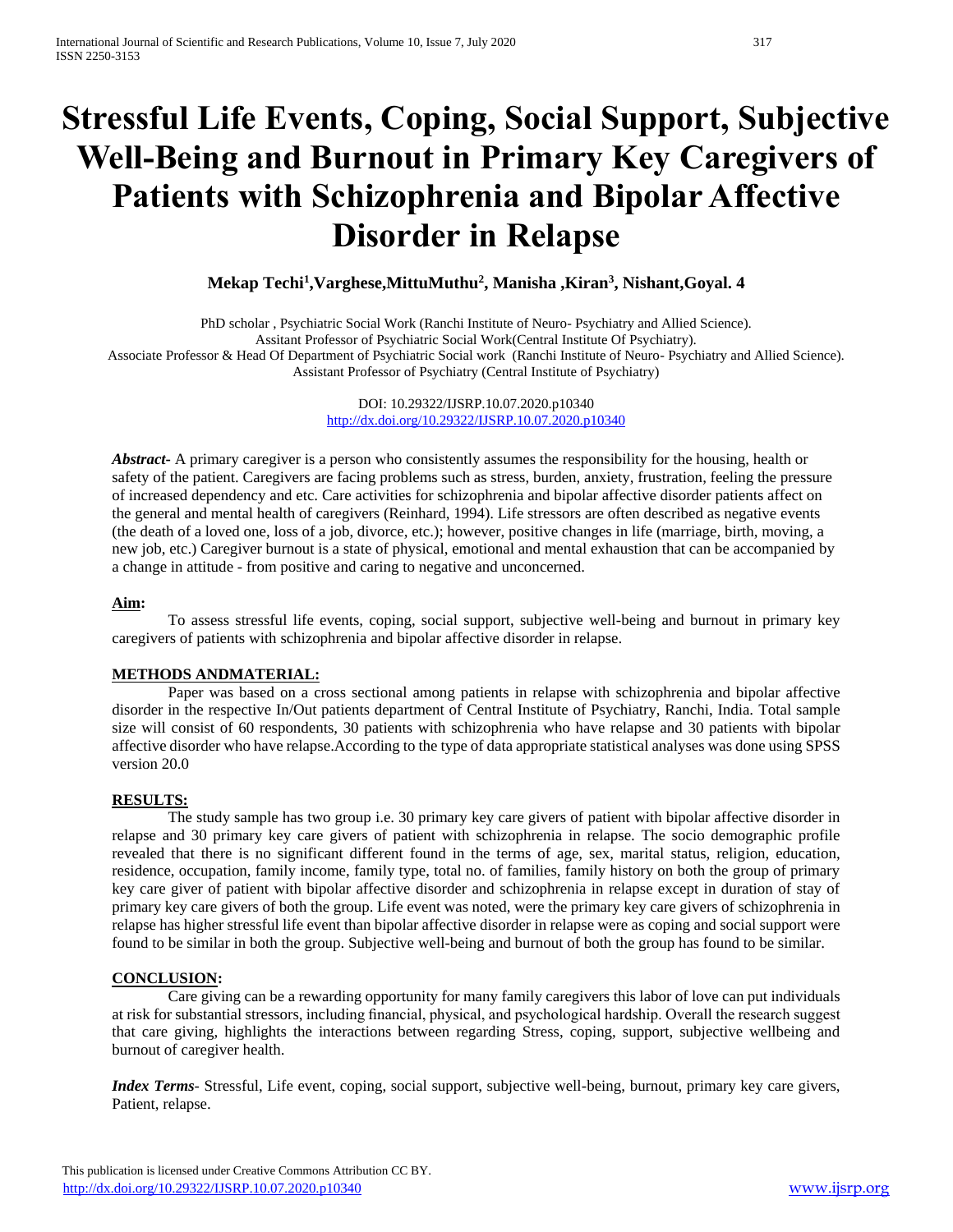# Stressful Life Events, Coping, Social Support, Subjective Well-Being and Burnout in Primary Key Caregivers of Patients with Schizophrenia and Bipolar Affective Disorder in Relapse

**Mekap Techi[1],Varghese,MittuMuthu[2], Manisha ,Kiran[3], Nishant,Goyal. 4**

PhD scholar , Psychiatric Social Work (Ranchi Institute of Neuro- Psychiatry and Allied Science).
Asitant Professor of Psychiatric Social Work(Central Institute Of Psychiatry).
Associate Professor & Head Of Department of Psychiatric Social work (Ranchi Institute of Neuro- Psychiatry and Allied Science).
Assistant Professor of Psychiatry (Central Institute of Psychiatry)

DOI: 10.29322/IJSRP.10.07.2020.p10340
http://dx.doi.org/10.29322/IJSRP.10.07.2020.p10340

***Abstract***- A primary caregiver is a person who consistently assumes the responsibility for the housing, health or safety of the patient. Caregivers are facing problems such as stress, burden, anxiety, frustration, feeling the pressure of increased dependency and etc. Care activities for schizophrenia and bipolar affective disorder patients affect on the general and mental health of caregivers (Reinhard, 1994). Life stressors are often described as negative events (the death of a loved one, loss of a job, divorce, etc.); however, positive changes in life (marriage, birth, moving, a new job, etc.) Caregiver burnout is a state of physical, emotional and mental exhaustion that can be accompanied by a change in attitude - from positive and caring to negative and unconcerned.

**Aim:**

To assess stressful life events, coping, social support, subjective well-being and burnout in primary key caregivers of patients with schizophrenia and bipolar affective disorder in relapse.

**METHODS ANDMATERIAL:**

Paper was based on a cross sectional among patients in relapse with schizophrenia and bipolar affective disorder in the respective In/Out patients department of Central Institute of Psychiatry, Ranchi, India. Total sample size will consist of 60 respondents, 30 patients with schizophrenia who have relapse and 30 patients with bipolar affective disorder who have relapse.According to the type of data appropriate statistical analyses was done using SPSS version 20.0

**RESULTS:**

The study sample has two group i.e. 30 primary key care givers of patient with bipolar affective disorder in relapse and 30 primary key care givers of patient with schizophrenia in relapse. The socio demographic profile revealed that there is no significant different found in the terms of age, sex, marital status, religion, education, residence, occupation, family income, family type, total no. of families, family history on both the group of primary key care giver of patient with bipolar affective disorder and schizophrenia in relapse except in duration of stay of primary key care givers of both the group. Life event was noted, were the primary key care givers of schizophrenia in relapse has higher stressful life event than bipolar affective disorder in relapse were as coping and social support were found to be similar in both the group. Subjective well-being and burnout of both the group has found to be similar.

**CONCLUSION:**

Care giving can be a rewarding opportunity for many family caregivers this labor of love can put individuals at risk for substantial stressors, including financial, physical, and psychological hardship. Overall the research suggest that care giving, highlights the interactions between regarding Stress, coping, support, subjective wellbeing and burnout of caregiver health.

***Index Terms***- Stressful, Life event, coping, social support, subjective well-being, burnout, primary key care givers, Patient, relapse.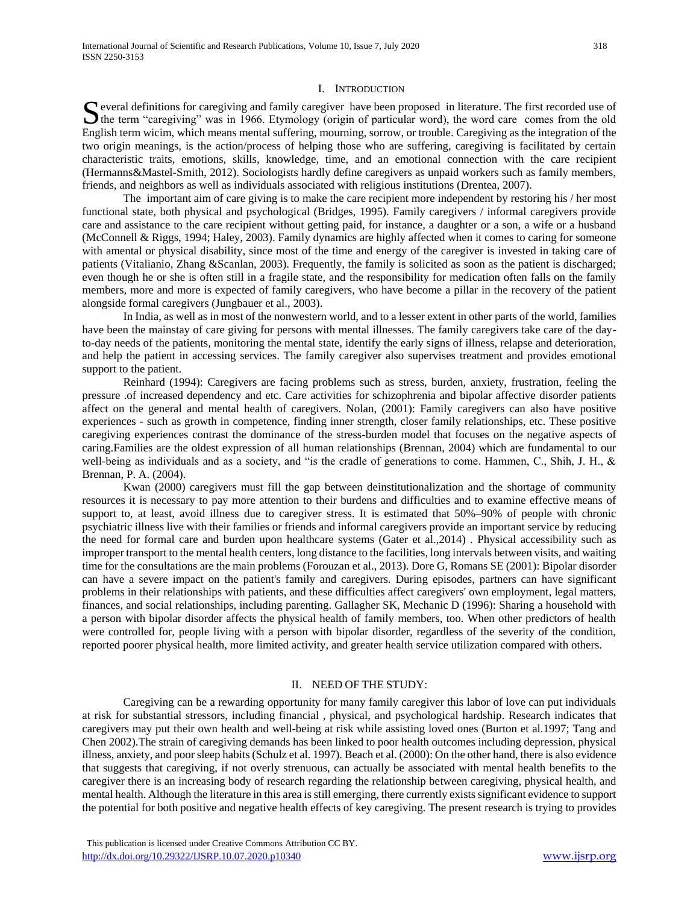## I. Introduction

Several definitions for caregiving and family caregiver have been proposed in literature. The first recorded use of the term "caregiving" was in 1966. Etymology (origin of particular word), the word care comes from the old English term wicim, which means mental suffering, mourning, sorrow, or trouble. Caregiving as the integration of the two origin meanings, is the action/process of helping those who are suffering, caregiving is facilitated by certain characteristic traits, emotions, skills, knowledge, time, and an emotional connection with the care recipient (Hermanns&Mastel-Smith, 2012). Sociologists hardly define caregivers as unpaid workers such as family members, friends, and neighbors as well as individuals associated with religious institutions (Drentea, 2007).

The important aim of care giving is to make the care recipient more independent by restoring his / her most functional state, both physical and psychological (Bridges, 1995). Family caregivers / informal caregivers provide care and assistance to the care recipient without getting paid, for instance, a daughter or a son, a wife or a husband (McConnell & Riggs, 1994; Haley, 2003). Family dynamics are highly affected when it comes to caring for someone with amental or physical disability, since most of the time and energy of the caregiver is invested in taking care of patients (Vitalianio, Zhang &Scanlan, 2003). Frequently, the family is solicited as soon as the patient is discharged; even though he or she is often still in a fragile state, and the responsibility for medication often falls on the family members, more and more is expected of family caregivers, who have become a pillar in the recovery of the patient alongside formal caregivers (Jungbauer et al., 2003).

In India, as well as in most of the nonwestern world, and to a lesser extent in other parts of the world, families have been the mainstay of care giving for persons with mental illnesses. The family caregivers take care of the day-to-day needs of the patients, monitoring the mental state, identify the early signs of illness, relapse and deterioration, and help the patient in accessing services. The family caregiver also supervises treatment and provides emotional support to the patient.

Reinhard (1994): Caregivers are facing problems such as stress, burden, anxiety, frustration, feeling the pressure .of increased dependency and etc. Care activities for schizophrenia and bipolar affective disorder patients affect on the general and mental health of caregivers. Nolan, (2001): Family caregivers can also have positive experiences - such as growth in competence, finding inner strength, closer family relationships, etc. These positive caregiving experiences contrast the dominance of the stress-burden model that focuses on the negative aspects of caring.Families are the oldest expression of all human relationships (Brennan, 2004) which are fundamental to our well-being as individuals and as a society, and "is the cradle of generations to come. Hammen, C., Shih, J. H., & Brennan, P. A. (2004).

Kwan (2000) caregivers must fill the gap between deinstitutionalization and the shortage of community resources it is necessary to pay more attention to their burdens and difficulties and to examine effective means of support to, at least, avoid illness due to caregiver stress. It is estimated that 50%–90% of people with chronic psychiatric illness live with their families or friends and informal caregivers provide an important service by reducing the need for formal care and burden upon healthcare systems (Gater et al.,2014) . Physical accessibility such as improper transport to the mental health centers, long distance to the facilities, long intervals between visits, and waiting time for the consultations are the main problems (Forouzan et al., 2013). Dore G, Romans SE (2001): Bipolar disorder can have a severe impact on the patient's family and caregivers. During episodes, partners can have significant problems in their relationships with patients, and these difficulties affect caregivers' own employment, legal matters, finances, and social relationships, including parenting. Gallagher SK, Mechanic D (1996): Sharing a household with a person with bipolar disorder affects the physical health of family members, too. When other predictors of health were controlled for, people living with a person with bipolar disorder, regardless of the severity of the condition, reported poorer physical health, more limited activity, and greater health service utilization compared with others.

## II. NEED OF THE STUDY:

Caregiving can be a rewarding opportunity for many family caregiver this labor of love can put individuals at risk for substantial stressors, including financial , physical, and psychological hardship. Research indicates that caregivers may put their own health and well-being at risk while assisting loved ones (Burton et al.1997; Tang and Chen 2002).The strain of caregiving demands has been linked to poor health outcomes including depression, physical illness, anxiety, and poor sleep habits (Schulz et al. 1997). Beach et al. (2000): On the other hand, there is also evidence that suggests that caregiving, if not overly strenuous, can actually be associated with mental health benefits to the caregiver there is an increasing body of research regarding the relationship between caregiving, physical health, and mental health. Although the literature in this area is still emerging, there currently exists significant evidence to support the potential for both positive and negative health effects of key caregiving. The present research is trying to provides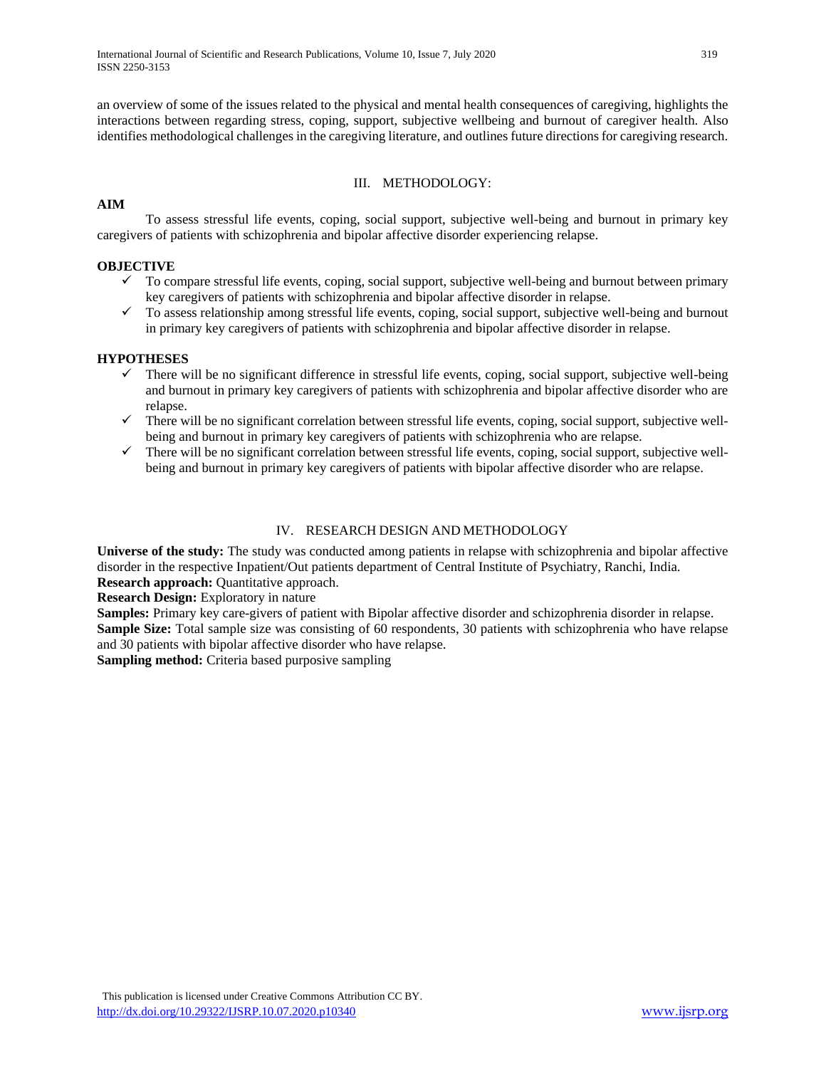an overview of some of the issues related to the physical and mental health consequences of caregiving, highlights the interactions between regarding stress, coping, support, subjective wellbeing and burnout of caregiver health. Also identifies methodological challenges in the caregiving literature, and outlines future directions for caregiving research.

## III. METHODOLOGY:

**AIM**

To assess stressful life events, coping, social support, subjective well-being and burnout in primary key caregivers of patients with schizophrenia and bipolar affective disorder experiencing relapse.

**OBJECTIVE**

- ✓ To compare stressful life events, coping, social support, subjective well-being and burnout between primary key caregivers of patients with schizophrenia and bipolar affective disorder in relapse.
- ✓ To assess relationship among stressful life events, coping, social support, subjective well-being and burnout in primary key caregivers of patients with schizophrenia and bipolar affective disorder in relapse.

**HYPOTHESES**

- ✓ There will be no significant difference in stressful life events, coping, social support, subjective well-being and burnout in primary key caregivers of patients with schizophrenia and bipolar affective disorder who are relapse.
- ✓ There will be no significant correlation between stressful life events, coping, social support, subjective well-being and burnout in primary key caregivers of patients with schizophrenia who are relapse.
- ✓ There will be no significant correlation between stressful life events, coping, social support, subjective well-being and burnout in primary key caregivers of patients with bipolar affective disorder who are relapse.

## IV. RESEARCH DESIGN AND METHODOLOGY

**Universe of the study:** The study was conducted among patients in relapse with schizophrenia and bipolar affective disorder in the respective Inpatient/Out patients department of Central Institute of Psychiatry, Ranchi, India.
**Research approach:** Quantitative approach.
**Research Design:** Exploratory in nature
**Samples:** Primary key care-givers of patient with Bipolar affective disorder and schizophrenia disorder in relapse.
**Sample Size:** Total sample size was consisting of 60 respondents, 30 patients with schizophrenia who have relapse and 30 patients with bipolar affective disorder who have relapse.
**Sampling method:** Criteria based purposive sampling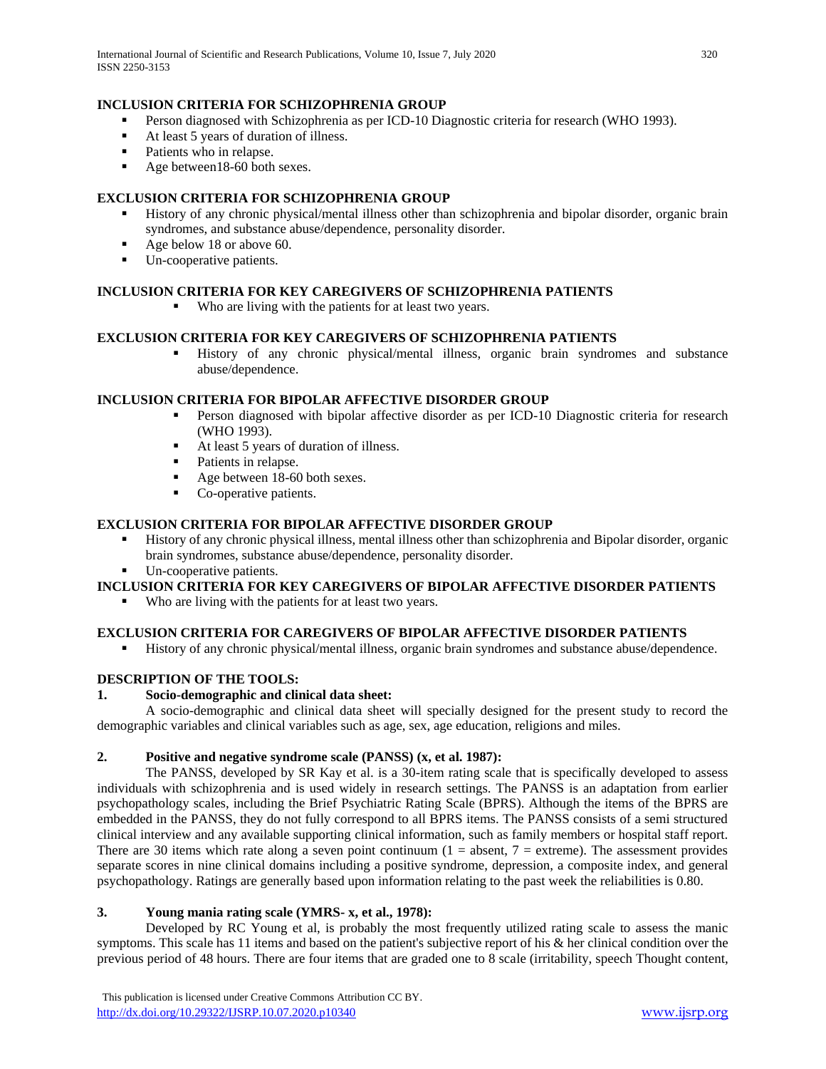### INCLUSION CRITERIA FOR SCHIZOPHRENIA GROUP

- Person diagnosed with Schizophrenia as per ICD-10 Diagnostic criteria for research (WHO 1993).
- At least 5 years of duration of illness.
- Patients who in relapse.
- Age between18-60 both sexes.

### EXCLUSION CRITERIA FOR SCHIZOPHRENIA GROUP

- History of any chronic physical/mental illness other than schizophrenia and bipolar disorder, organic brain syndromes, and substance abuse/dependence, personality disorder.
- Age below 18 or above 60.
- Un-cooperative patients.

### INCLUSION CRITERIA FOR KEY CAREGIVERS OF SCHIZOPHRENIA PATIENTS

- Who are living with the patients for at least two years.

### EXCLUSION CRITERIA FOR KEY CAREGIVERS OF SCHIZOPHRENIA PATIENTS

- History of any chronic physical/mental illness, organic brain syndromes and substance abuse/dependence.

### INCLUSION CRITERIA FOR BIPOLAR AFFECTIVE DISORDER GROUP

- Person diagnosed with bipolar affective disorder as per ICD-10 Diagnostic criteria for research (WHO 1993).
- At least 5 years of duration of illness.
- Patients in relapse.
- Age between 18-60 both sexes.
- Co-operative patients.

### EXCLUSION CRITERIA FOR BIPOLAR AFFECTIVE DISORDER GROUP

- History of any chronic physical illness, mental illness other than schizophrenia and Bipolar disorder, organic brain syndromes, substance abuse/dependence, personality disorder.
- Un-cooperative patients.

### INCLUSION CRITERIA FOR KEY CAREGIVERS OF BIPOLAR AFFECTIVE DISORDER PATIENTS

- Who are living with the patients for at least two years.

### EXCLUSION CRITERIA FOR CAREGIVERS OF BIPOLAR AFFECTIVE DISORDER PATIENTS

- History of any chronic physical/mental illness, organic brain syndromes and substance abuse/dependence.

### DESCRIPTION OF THE TOOLS:

**1. Socio-demographic and clinical data sheet:**

A socio-demographic and clinical data sheet will specially designed for the present study to record the demographic variables and clinical variables such as age, sex, age education, religions and miles.

**2. Positive and negative syndrome scale (PANSS) (x, et al. 1987):**

The PANSS, developed by SR Kay et al. is a 30-item rating scale that is specifically developed to assess individuals with schizophrenia and is used widely in research settings. The PANSS is an adaptation from earlier psychopathology scales, including the Brief Psychiatric Rating Scale (BPRS). Although the items of the BPRS are embedded in the PANSS, they do not fully correspond to all BPRS items. The PANSS consists of a semi structured clinical interview and any available supporting clinical information, such as family members or hospital staff report. There are 30 items which rate along a seven point continuum (1 = absent, 7 = extreme). The assessment provides separate scores in nine clinical domains including a positive syndrome, depression, a composite index, and general psychopathology. Ratings are generally based upon information relating to the past week the reliabilities is 0.80.

**3. Young mania rating scale (YMRS- x, et al., 1978):**

Developed by RC Young et al, is probably the most frequently utilized rating scale to assess the manic symptoms. This scale has 11 items and based on the patient's subjective report of his & her clinical condition over the previous period of 48 hours. There are four items that are graded one to 8 scale (irritability, speech Thought content,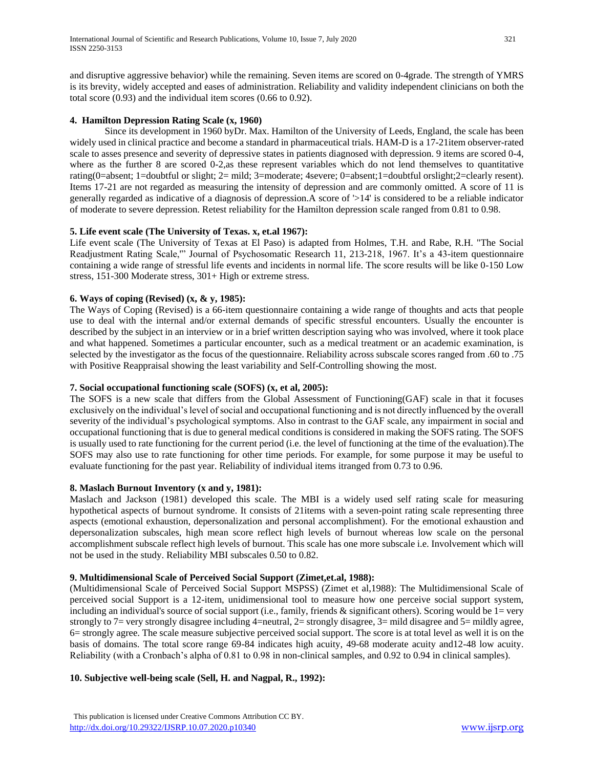and disruptive aggressive behavior) while the remaining. Seven items are scored on 0-4grade. The strength of YMRS is its brevity, widely accepted and eases of administration. Reliability and validity independent clinicians on both the total score (0.93) and the individual item scores (0.66 to 0.92).

**4. Hamilton Depression Rating Scale (x, 1960)**

Since its development in 1960 byDr. Max. Hamilton of the University of Leeds, England, the scale has been widely used in clinical practice and become a standard in pharmaceutical trials. HAM-D is a 17-21item observer-rated scale to asses presence and severity of depressive states in patients diagnosed with depression. 9 items are scored 0-4, where as the further 8 are scored 0-2,as these represent variables which do not lend themselves to quantitative rating(0=absent; 1=doubtful or slight; 2= mild; 3=moderate; 4severe; 0=absent;1=doubtful orslight;2=clearly resent). Items 17-21 are not regarded as measuring the intensity of depression and are commonly omitted. A score of 11 is generally regarded as indicative of a diagnosis of depression.A score of '>14' is considered to be a reliable indicator of moderate to severe depression. Retest reliability for the Hamilton depression scale ranged from 0.81 to 0.98.

**5. Life event scale (The University of Texas. x, et.al 1967):**

Life event scale (The University of Texas at El Paso) is adapted from Holmes, T.H. and Rabe, R.H. "The Social Readjustment Rating Scale,"' Journal of Psychosomatic Research 11, 213-218, 1967. It's a 43-item questionnaire containing a wide range of stressful life events and incidents in normal life. The score results will be like 0-150 Low stress, 151-300 Moderate stress, 301+ High or extreme stress.

**6. Ways of coping (Revised) (x, & y, 1985):**

The Ways of Coping (Revised) is a 66-item questionnaire containing a wide range of thoughts and acts that people use to deal with the internal and/or external demands of specific stressful encounters. Usually the encounter is described by the subject in an interview or in a brief written description saying who was involved, where it took place and what happened. Sometimes a particular encounter, such as a medical treatment or an academic examination, is selected by the investigator as the focus of the questionnaire. Reliability across subscale scores ranged from .60 to .75 with Positive Reappraisal showing the least variability and Self-Controlling showing the most.

**7. Social occupational functioning scale (SOFS) (x, et al, 2005):**

The SOFS is a new scale that differs from the Global Assessment of Functioning(GAF) scale in that it focuses exclusively on the individual's level of social and occupational functioning and is not directly influenced by the overall severity of the individual's psychological symptoms. Also in contrast to the GAF scale, any impairment in social and occupational functioning that is due to general medical conditions is considered in making the SOFS rating. The SOFS is usually used to rate functioning for the current period (i.e. the level of functioning at the time of the evaluation).The SOFS may also use to rate functioning for other time periods. For example, for some purpose it may be useful to evaluate functioning for the past year. Reliability of individual items itranged from 0.73 to 0.96.

**8. Maslach Burnout Inventory (x and y, 1981):**

Maslach and Jackson (1981) developed this scale. The MBI is a widely used self rating scale for measuring hypothetical aspects of burnout syndrome. It consists of 21items with a seven-point rating scale representing three aspects (emotional exhaustion, depersonalization and personal accomplishment). For the emotional exhaustion and depersonalization subscales, high mean score reflect high levels of burnout whereas low scale on the personal accomplishment subscale reflect high levels of burnout. This scale has one more subscale i.e. Involvement which will not be used in the study. Reliability MBI subscales 0.50 to 0.82.

**9. Multidimensional Scale of Perceived Social Support (Zimet,et.al, 1988):**

(Multidimensional Scale of Perceived Social Support MSPSS) (Zimet et al,1988): The Multidimensional Scale of perceived social Support is a 12-item, unidimensional tool to measure how one perceive social support system, including an individual's source of social support (i.e., family, friends & significant others). Scoring would be 1= very strongly to 7= very strongly disagree including 4=neutral, 2= strongly disagree, 3= mild disagree and 5= mildly agree, 6= strongly agree. The scale measure subjective perceived social support. The score is at total level as well it is on the basis of domains. The total score range 69-84 indicates high acuity, 49-68 moderate acuity and12-48 low acuity. Reliability (with a Cronbach's alpha of 0.81 to 0.98 in non-clinical samples, and 0.92 to 0.94 in clinical samples).

**10. Subjective well-being scale (Sell, H. and Nagpal, R., 1992):**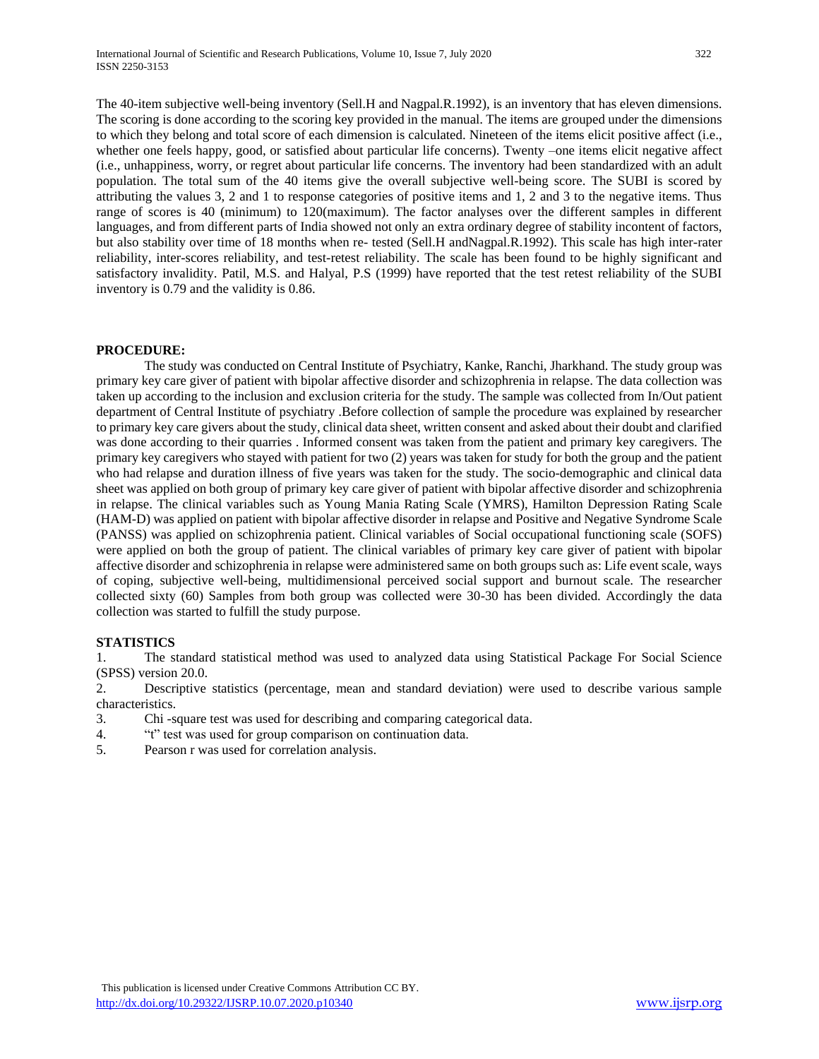The 40-item subjective well-being inventory (Sell.H and Nagpal.R.1992), is an inventory that has eleven dimensions. The scoring is done according to the scoring key provided in the manual. The items are grouped under the dimensions to which they belong and total score of each dimension is calculated. Nineteen of the items elicit positive affect (i.e., whether one feels happy, good, or satisfied about particular life concerns). Twenty –one items elicit negative affect (i.e., unhappiness, worry, or regret about particular life concerns. The inventory had been standardized with an adult population. The total sum of the 40 items give the overall subjective well-being score. The SUBI is scored by attributing the values 3, 2 and 1 to response categories of positive items and 1, 2 and 3 to the negative items. Thus range of scores is 40 (minimum) to 120(maximum). The factor analyses over the different samples in different languages, and from different parts of India showed not only an extra ordinary degree of stability incontent of factors, but also stability over time of 18 months when re- tested (Sell.H andNagpal.R.1992). This scale has high inter-rater reliability, inter-scores reliability, and test-retest reliability. The scale has been found to be highly significant and satisfactory invalidity. Patil, M.S. and Halyal, P.S (1999) have reported that the test retest reliability of the SUBI inventory is 0.79 and the validity is 0.86.

**PROCEDURE:**

The study was conducted on Central Institute of Psychiatry, Kanke, Ranchi, Jharkhand. The study group was primary key care giver of patient with bipolar affective disorder and schizophrenia in relapse. The data collection was taken up according to the inclusion and exclusion criteria for the study. The sample was collected from In/Out patient department of Central Institute of psychiatry .Before collection of sample the procedure was explained by researcher to primary key care givers about the study, clinical data sheet, written consent and asked about their doubt and clarified was done according to their quarries . Informed consent was taken from the patient and primary key caregivers. The primary key caregivers who stayed with patient for two (2) years was taken for study for both the group and the patient who had relapse and duration illness of five years was taken for the study. The socio-demographic and clinical data sheet was applied on both group of primary key care giver of patient with bipolar affective disorder and schizophrenia in relapse. The clinical variables such as Young Mania Rating Scale (YMRS), Hamilton Depression Rating Scale (HAM-D) was applied on patient with bipolar affective disorder in relapse and Positive and Negative Syndrome Scale (PANSS) was applied on schizophrenia patient. Clinical variables of Social occupational functioning scale (SOFS) were applied on both the group of patient. The clinical variables of primary key care giver of patient with bipolar affective disorder and schizophrenia in relapse were administered same on both groups such as: Life event scale, ways of coping, subjective well-being, multidimensional perceived social support and burnout scale. The researcher collected sixty (60) Samples from both group was collected were 30-30 has been divided. Accordingly the data collection was started to fulfill the study purpose.

**STATISTICS**

1. The standard statistical method was used to analyzed data using Statistical Package For Social Science (SPSS) version 20.0.
2. Descriptive statistics (percentage, mean and standard deviation) were used to describe various sample characteristics.
3. Chi -square test was used for describing and comparing categorical data.
4. "t" test was used for group comparison on continuation data.
5. Pearson r was used for correlation analysis.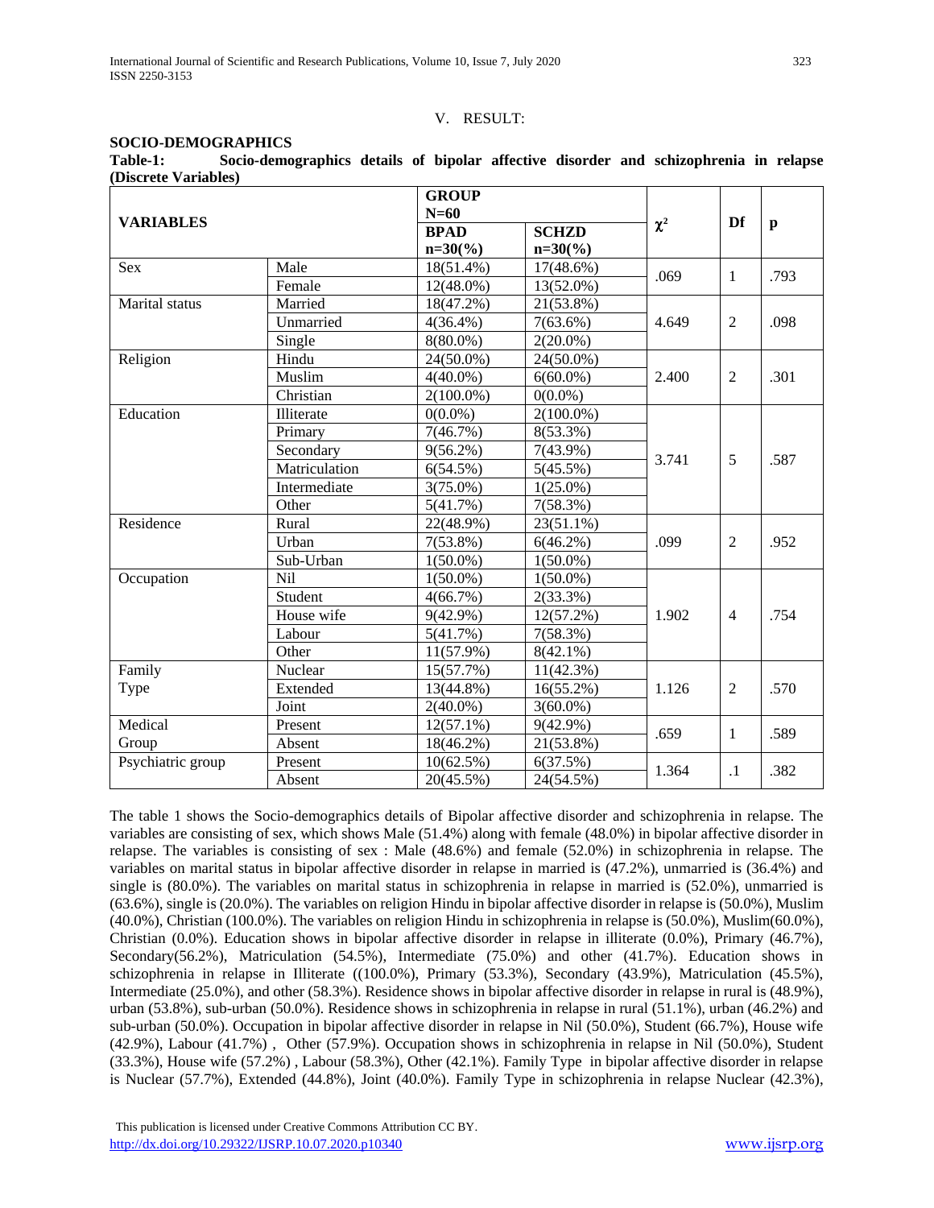## V. RESULT:

**SOCIO-DEMOGRAPHICS**

**Table-1: Socio-demographics details of bipolar affective disorder and schizophrenia in relapse (Discrete Variables)**

| VARIABLES | | GROUP N=60 | | $\chi^2$ | Df | p |
|---|---|---|---|---|---|---|
| | | BPAD n=30(%) | SCHZD n=30(%) | | | |
| Sex | Male | 18(51.4%) | 17(48.6%) | .069 | 1 | .793 |
| | Female | 12(48.0%) | 13(52.0%) | | | |
| Marital status | Married | 18(47.2%) | 21(53.8%) | 4.649 | 2 | .098 |
| | Unmarried | 4(36.4%) | 7(63.6%) | | | |
| | Single | 8(80.0%) | 2(20.0%) | | | |
| Religion | Hindu | 24(50.0%) | 24(50.0%) | 2.400 | 2 | .301 |
| | Muslim | 4(40.0%) | 6(60.0%) | | | |
| | Christian | 2(100.0%) | 0(0.0%) | | | |
| Education | Illiterate | 0(0.0%) | 2(100.0%) | 3.741 | 5 | .587 |
| | Primary | 7(46.7%) | 8(53.3%) | | | |
| | Secondary | 9(56.2%) | 7(43.9%) | | | |
| | Matriculation | 6(54.5%) | 5(45.5%) | | | |
| | Intermediate | 3(75.0%) | 1(25.0%) | | | |
| | Other | 5(41.7%) | 7(58.3%) | | | |
| Residence | Rural | 22(48.9%) | 23(51.1%) | .099 | 2 | .952 |
| | Urban | 7(53.8%) | 6(46.2%) | | | |
| | Sub-Urban | 1(50.0%) | 1(50.0%) | | | |
| Occupation | Nil | 1(50.0%) | 1(50.0%) | 1.902 | 4 | .754 |
| | Student | 4(66.7%) | 2(33.3%) | | | |
| | House wife | 9(42.9%) | 12(57.2%) | | | |
| | Labour | 5(41.7%) | 7(58.3%) | | | |
| | Other | 11(57.9%) | 8(42.1%) | | | |
| Family Type | Nuclear | 15(57.7%) | 11(42.3%) | 1.126 | 2 | .570 |
| | Extended | 13(44.8%) | 16(55.2%) | | | |
| | Joint | 2(40.0%) | 3(60.0%) | | | |
| Medical Group | Present | 12(57.1%) | 9(42.9%) | .659 | 1 | .589 |
| | Absent | 18(46.2%) | 21(53.8%) | | | |
| Psychiatric group | Present | 10(62.5%) | 6(37.5%) | 1.364 | .1 | .382 |
| | Absent | 20(45.5%) | 24(54.5%) | | | |

The table 1 shows the Socio-demographics details of Bipolar affective disorder and schizophrenia in relapse. The variables are consisting of sex, which shows Male (51.4%) along with female (48.0%) in bipolar affective disorder in relapse. The variables is consisting of sex : Male (48.6%) and female (52.0%) in schizophrenia in relapse. The variables on marital status in bipolar affective disorder in relapse in married is (47.2%), unmarried is (36.4%) and single is (80.0%). The variables on marital status in schizophrenia in relapse in married is (52.0%), unmarried is (63.6%), single is (20.0%). The variables on religion Hindu in bipolar affective disorder in relapse is (50.0%), Muslim (40.0%), Christian (100.0%). The variables on religion Hindu in schizophrenia in relapse is (50.0%), Muslim(60.0%), Christian (0.0%). Education shows in bipolar affective disorder in relapse in illiterate (0.0%), Primary (46.7%), Secondary(56.2%), Matriculation (54.5%), Intermediate (75.0%) and other (41.7%). Education shows in schizophrenia in relapse in Illiterate ((100.0%), Primary (53.3%), Secondary (43.9%), Matriculation (45.5%), Intermediate (25.0%), and other (58.3%). Residence shows in bipolar affective disorder in relapse in rural is (48.9%), urban (53.8%), sub-urban (50.0%). Residence shows in schizophrenia in relapse in rural (51.1%), urban (46.2%) and sub-urban (50.0%). Occupation in bipolar affective disorder in relapse in Nil (50.0%), Student (66.7%), House wife (42.9%), Labour (41.7%) , Other (57.9%). Occupation shows in schizophrenia in relapse in Nil (50.0%), Student (33.3%), House wife (57.2%) , Labour (58.3%), Other (42.1%). Family Type in bipolar affective disorder in relapse is Nuclear (57.7%), Extended (44.8%), Joint (40.0%). Family Type in schizophrenia in relapse Nuclear (42.3%),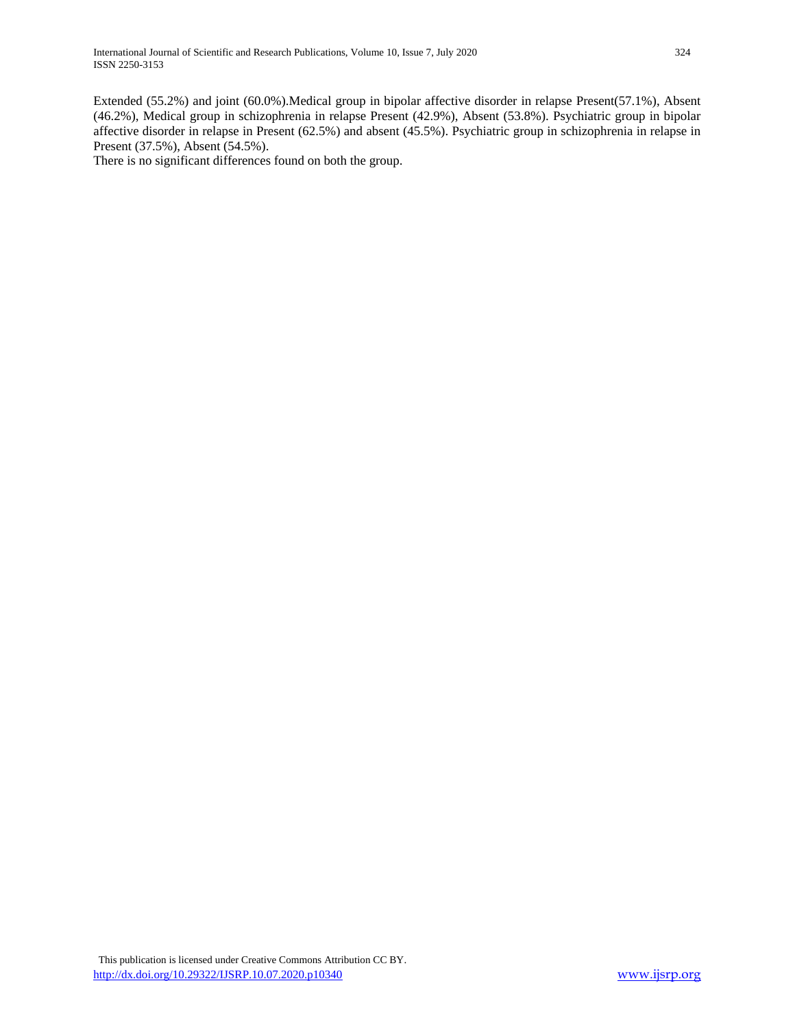Extended (55.2%) and joint (60.0%).Medical group in bipolar affective disorder in relapse Present(57.1%), Absent (46.2%), Medical group in schizophrenia in relapse Present (42.9%), Absent (53.8%). Psychiatric group in bipolar affective disorder in relapse in Present (62.5%) and absent (45.5%). Psychiatric group in schizophrenia in relapse in Present (37.5%), Absent (54.5%).

There is no significant differences found on both the group.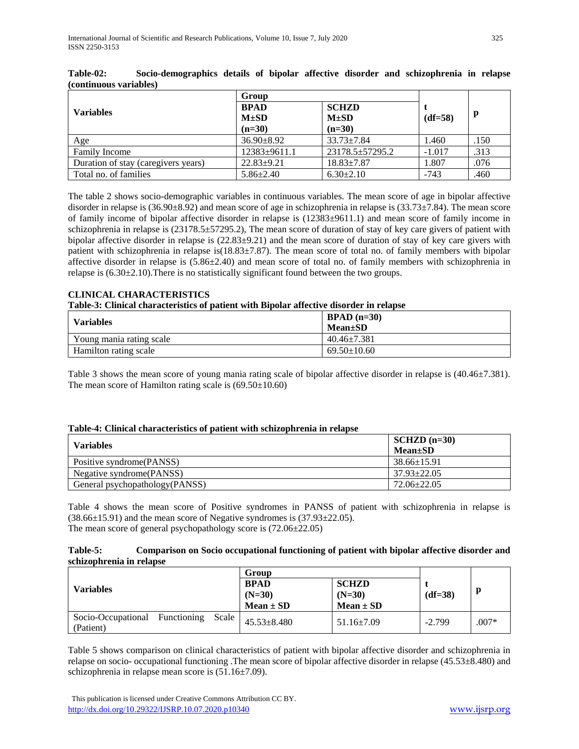**Table-02: Socio-demographics details of bipolar affective disorder and schizophrenia in relapse (continuous variables)**

| Variables | Group | | t (df=58) | p |
|---|---|---|---|---|
| | BPAD M±SD (n=30) | SCHZD M±SD (n=30) | | |
| Age | 36.90±8.92 | 33.73±7.84 | 1.460 | .150 |
| Family Income | 12383±9611.1 | 23178.5±57295.2 | -1.017 | .313 |
| Duration of stay (caregivers years) | 22.83±9.21 | 18.83±7.87 | 1.807 | .076 |
| Total no. of families | 5.86±2.40 | 6.30±2.10 | -743 | .460 |

The table 2 shows socio-demographic variables in continuous variables. The mean score of age in bipolar affective disorder in relapse is (36.90±8.92) and mean score of age in schizophrenia in relapse is (33.73±7.84). The mean score of family income of bipolar affective disorder in relapse is (12383±9611.1) and mean score of family income in schizophrenia in relapse is (23178.5±57295.2), The mean score of duration of stay of key care givers of patient with bipolar affective disorder in relapse is (22.83±9.21) and the mean score of duration of stay of key care givers with patient with schizophrenia in relapse is(18.83±7.87). The mean score of total no. of family members with bipolar affective disorder in relapse is (5.86±2.40) and mean score of total no. of family members with schizophrenia in relapse is (6.30±2.10).There is no statistically significant found between the two groups.

## CLINICAL CHARACTERISTICS

**Table-3: Clinical characteristics of patient with Bipolar affective disorder in relapse**

| Variables | BPAD (n=30) Mean±SD |
|---|---|
| Young mania rating scale | 40.46±7.381 |
| Hamilton rating scale | 69.50±10.60 |

Table 3 shows the mean score of young mania rating scale of bipolar affective disorder in relapse is (40.46±7.381). The mean score of Hamilton rating scale is (69.50±10.60)

**Table-4: Clinical characteristics of patient with schizophrenia in relapse**

| Variables | SCHZD (n=30) Mean±SD |
|---|---|
| Positive syndrome(PANSS) | 38.66±15.91 |
| Negative syndrome(PANSS) | 37.93±22.05 |
| General psychopathology(PANSS) | 72.06±22.05 |

Table 4 shows the mean score of Positive syndromes in PANSS of patient with schizophrenia in relapse is (38.66±15.91) and the mean score of Negative syndromes is (37.93±22.05).
The mean score of general psychopathology score is (72.06±22.05)

**Table-5: Comparison on Socio occupational functioning of patient with bipolar affective disorder and schizophrenia in relapse**

| Variables | Group | | t (df=38) | p |
|---|---|---|---|---|
| | BPAD (N=30) Mean ± SD | SCHZD (N=30) Mean ± SD | | |
| Socio-Occupational Functioning Scale (Patient) | 45.53±8.480 | 51.16±7.09 | -2.799 | .007* |

Table 5 shows comparison on clinical characteristics of patient with bipolar affective disorder and schizophrenia in relapse on socio- occupational functioning .The mean score of bipolar affective disorder in relapse (45.53±8.480) and schizophrenia in relapse mean score is (51.16±7.09).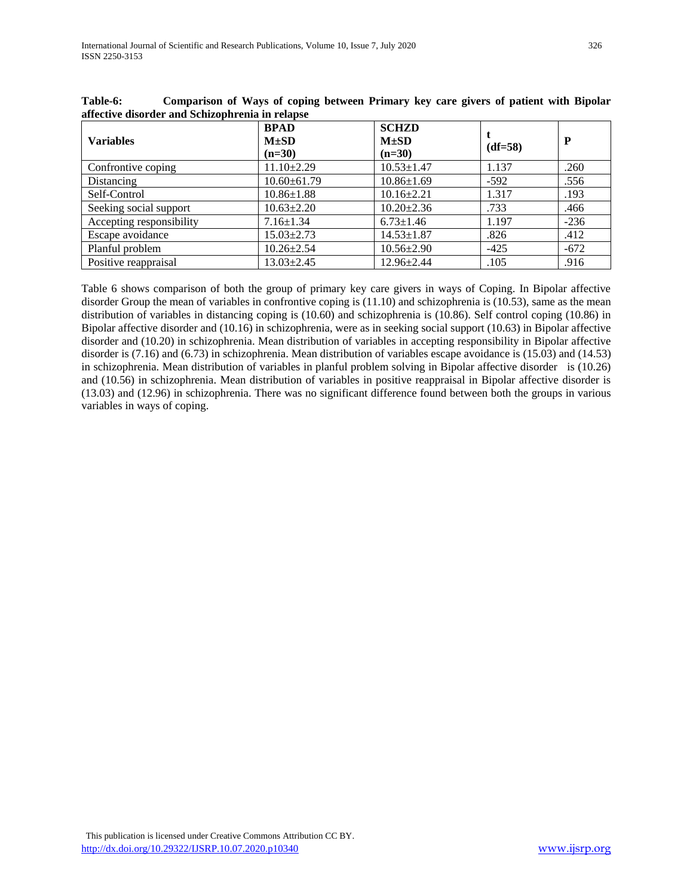**Table-6: Comparison of Ways of coping between Primary key care givers of patient with Bipolar affective disorder and Schizophrenia in relapse**

| Variables | BPAD M±SD (n=30) | SCHZD M±SD (n=30) | t (df=58) | P |
|---|---|---|---|---|
| Confrontive coping | 11.10±2.29 | 10.53±1.47 | 1.137 | .260 |
| Distancing | 10.60±61.79 | 10.86±1.69 | -592 | .556 |
| Self-Control | 10.86±1.88 | 10.16±2.21 | 1.317 | .193 |
| Seeking social support | 10.63±2.20 | 10.20±2.36 | .733 | .466 |
| Accepting responsibility | 7.16±1.34 | 6.73±1.46 | 1.197 | -236 |
| Escape avoidance | 15.03±2.73 | 14.53±1.87 | .826 | .412 |
| Planful problem | 10.26±2.54 | 10.56±2.90 | -425 | -672 |
| Positive reappraisal | 13.03±2.45 | 12.96±2.44 | .105 | .916 |

Table 6 shows comparison of both the group of primary key care givers in ways of Coping. In Bipolar affective disorder Group the mean of variables in confrontive coping is (11.10) and schizophrenia is (10.53), same as the mean distribution of variables in distancing coping is (10.60) and schizophrenia is (10.86). Self control coping (10.86) in Bipolar affective disorder and (10.16) in schizophrenia, were as in seeking social support (10.63) in Bipolar affective disorder and (10.20) in schizophrenia. Mean distribution of variables in accepting responsibility in Bipolar affective disorder is (7.16) and (6.73) in schizophrenia. Mean distribution of variables escape avoidance is (15.03) and (14.53) in schizophrenia. Mean distribution of variables in planful problem solving in Bipolar affective disorder is (10.26) and (10.56) in schizophrenia. Mean distribution of variables in positive reappraisal in Bipolar affective disorder is (13.03) and (12.96) in schizophrenia. There was no significant difference found between both the groups in various variables in ways of coping.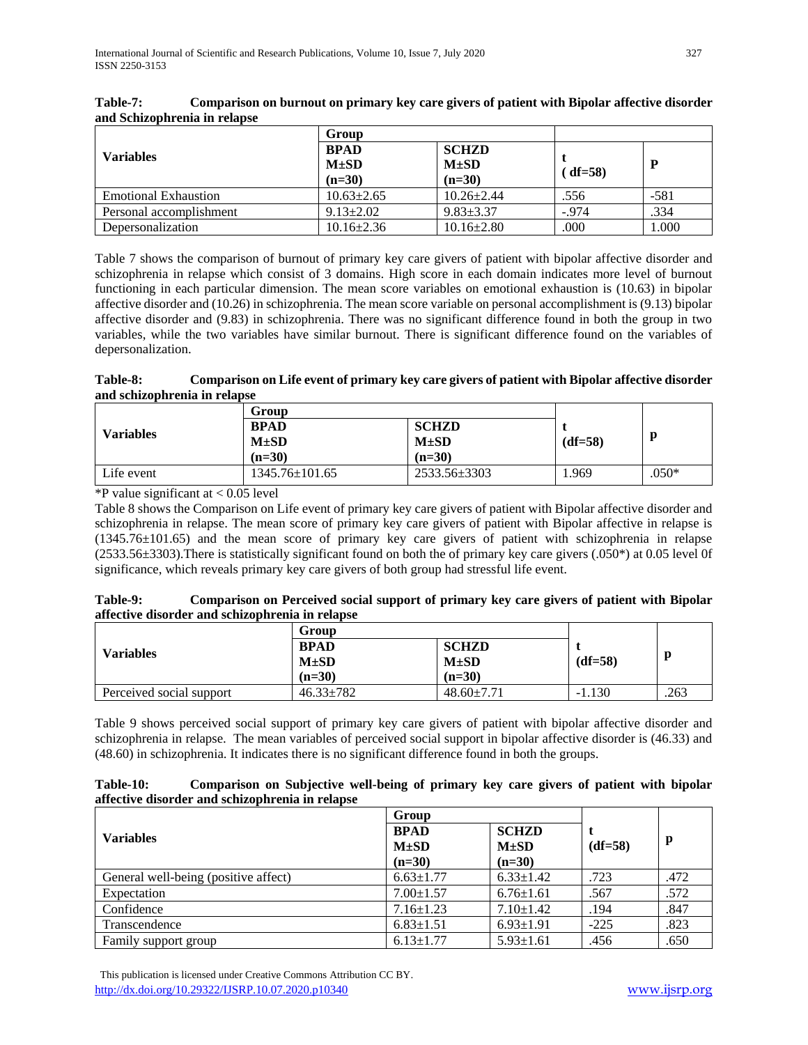**Table-7: Comparison on burnout on primary key care givers of patient with Bipolar affective disorder and Schizophrenia in relapse**

| Variables | Group | | t (df=58) | P |
|---|---|---|---|---|
| | BPAD M±SD (n=30) | SCHZD M±SD (n=30) | | |
| Emotional Exhaustion | 10.63±2.65 | 10.26±2.44 | .556 | -581 |
| Personal accomplishment | 9.13±2.02 | 9.83±3.37 | -.974 | .334 |
| Depersonalization | 10.16±2.36 | 10.16±2.80 | .000 | 1.000 |

Table 7 shows the comparison of burnout of primary key care givers of patient with bipolar affective disorder and schizophrenia in relapse which consist of 3 domains. High score in each domain indicates more level of burnout functioning in each particular dimension. The mean score variables on emotional exhaustion is (10.63) in bipolar affective disorder and (10.26) in schizophrenia. The mean score variable on personal accomplishment is (9.13) bipolar affective disorder and (9.83) in schizophrenia. There was no significant difference found in both the group in two variables, while the two variables have similar burnout. There is significant difference found on the variables of depersonalization.

**Table-8: Comparison on Life event of primary key care givers of patient with Bipolar affective disorder and schizophrenia in relapse**

| Variables | Group | | t (df=58) | p |
|---|---|---|---|---|
| | BPAD M±SD (n=30) | SCHZD M±SD (n=30) | | |
| Life event | 1345.76±101.65 | 2533.56±3303 | 1.969 | .050* |

*P value significant at < 0.05 level

Table 8 shows the Comparison on Life event of primary key care givers of patient with Bipolar affective disorder and schizophrenia in relapse. The mean score of primary key care givers of patient with Bipolar affective in relapse is (1345.76±101.65) and the mean score of primary key care givers of patient with schizophrenia in relapse (2533.56±3303).There is statistically significant found on both the of primary key care givers (.050*) at 0.05 level 0f significance, which reveals primary key care givers of both group had stressful life event.

**Table-9: Comparison on Perceived social support of primary key care givers of patient with Bipolar affective disorder and schizophrenia in relapse**

| Variables | Group | | t (df=58) | p |
|---|---|---|---|---|
| | BPAD M±SD (n=30) | SCHZD M±SD (n=30) | | |
| Perceived social support | 46.33±782 | 48.60±7.71 | -1.130 | .263 |

Table 9 shows perceived social support of primary key care givers of patient with bipolar affective disorder and schizophrenia in relapse. The mean variables of perceived social support in bipolar affective disorder is (46.33) and (48.60) in schizophrenia. It indicates there is no significant difference found in both the groups.

**Table-10: Comparison on Subjective well-being of primary key care givers of patient with bipolar affective disorder and schizophrenia in relapse**

| Variables | Group | | t (df=58) | p |
|---|---|---|---|---|
| | BPAD M±SD (n=30) | SCHZD M±SD (n=30) | | |
| General well-being (positive affect) | 6.63±1.77 | 6.33±1.42 | .723 | .472 |
| Expectation | 7.00±1.57 | 6.76±1.61 | .567 | .572 |
| Confidence | 7.16±1.23 | 7.10±1.42 | .194 | .847 |
| Transcendence | 6.83±1.51 | 6.93±1.91 | -225 | .823 |
| Family support group | 6.13±1.77 | 5.93±1.61 | .456 | .650 |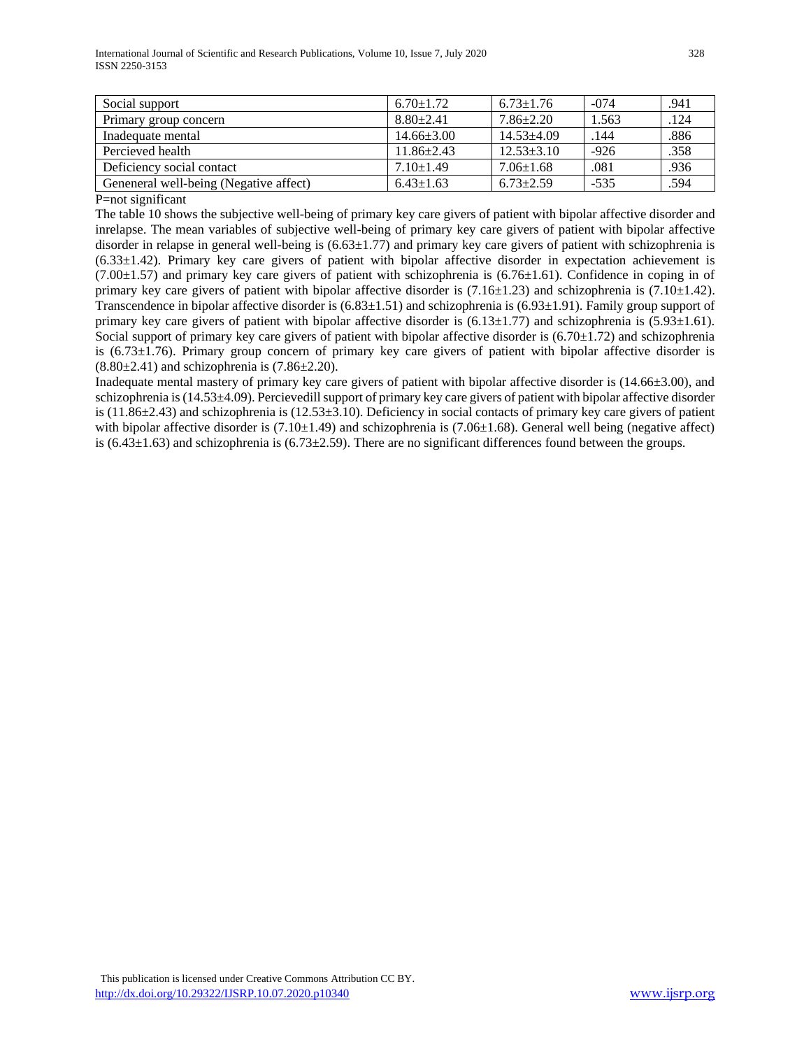| Social support | 6.70±1.72 | 6.73±1.76 | -074 | .941 |
|---|---|---|---|---|
| Primary group concern | 8.80±2.41 | 7.86±2.20 | 1.563 | .124 |
| Inadequate mental | 14.66±3.00 | 14.53±4.09 | .144 | .886 |
| Percieved health | 11.86±2.43 | 12.53±3.10 | -926 | .358 |
| Deficiency social contact | 7.10±1.49 | 7.06±1.68 | .081 | .936 |
| Geneneral well-being (Negative affect) | 6.43±1.63 | 6.73±2.59 | -535 | .594 |

P=not significant

The table 10 shows the subjective well-being of primary key care givers of patient with bipolar affective disorder and inrelapse. The mean variables of subjective well-being of primary key care givers of patient with bipolar affective disorder in relapse in general well-being is (6.63±1.77) and primary key care givers of patient with schizophrenia is (6.33±1.42). Primary key care givers of patient with bipolar affective disorder in expectation achievement is (7.00±1.57) and primary key care givers of patient with schizophrenia is (6.76±1.61). Confidence in coping in of primary key care givers of patient with bipolar affective disorder is (7.16±1.23) and schizophrenia is (7.10±1.42). Transcendence in bipolar affective disorder is (6.83±1.51) and schizophrenia is (6.93±1.91). Family group support of primary key care givers of patient with bipolar affective disorder is (6.13±1.77) and schizophrenia is (5.93±1.61). Social support of primary key care givers of patient with bipolar affective disorder is (6.70±1.72) and schizophrenia is (6.73±1.76). Primary group concern of primary key care givers of patient with bipolar affective disorder is (8.80±2.41) and schizophrenia is (7.86±2.20).

Inadequate mental mastery of primary key care givers of patient with bipolar affective disorder is (14.66±3.00), and schizophrenia is (14.53±4.09). Percievedill support of primary key care givers of patient with bipolar affective disorder is (11.86±2.43) and schizophrenia is (12.53±3.10). Deficiency in social contacts of primary key care givers of patient with bipolar affective disorder is (7.10±1.49) and schizophrenia is (7.06±1.68). General well being (negative affect) is (6.43±1.63) and schizophrenia is (6.73±2.59). There are no significant differences found between the groups.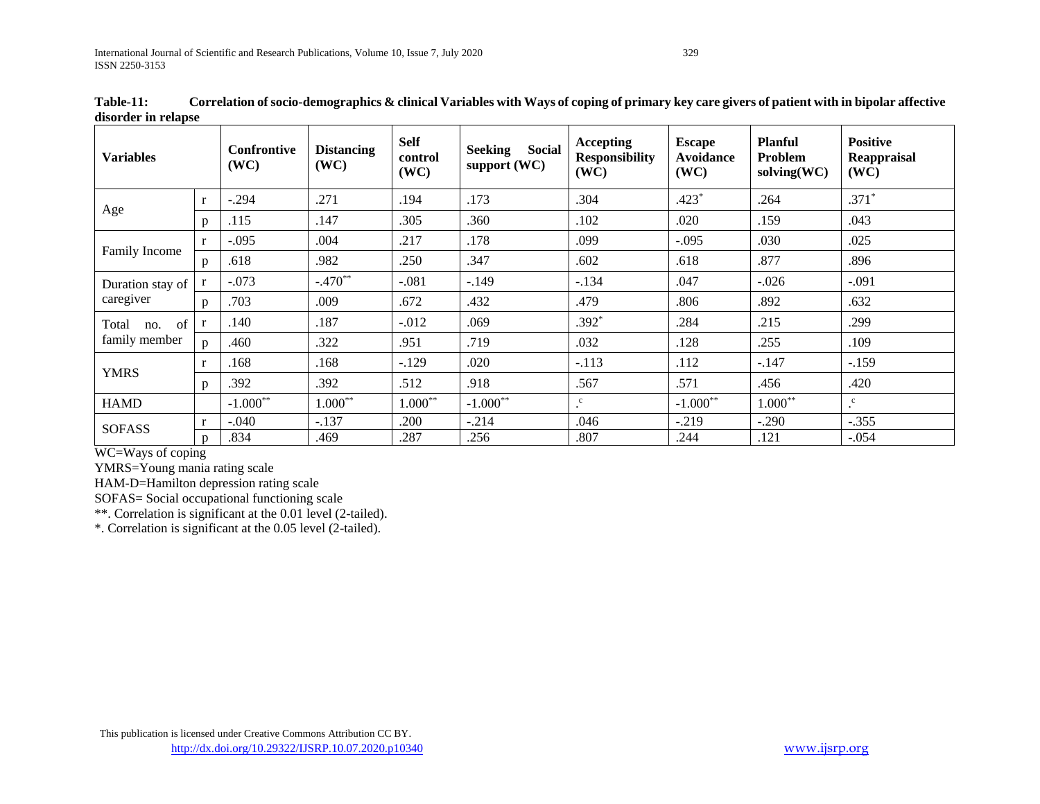**Table-11: Correlation of socio-demographics & clinical Variables with Ways of coping of primary key care givers of patient with in bipolar affective disorder in relapse**

| Variables | | Confrontive (WC) | Distancing (WC) | Self control (WC) | Seeking Social support (WC) | Accepting Responsibility (WC) | Escape Avoidance (WC) | Planful Problem solving(WC) | Positive Reappraisal (WC) |
|---|---|---|---|---|---|---|---|---|---|
| Age | r | -.294 | .271 | .194 | .173 | .304 | .423* | .264 | .371* |
| | p | .115 | .147 | .305 | .360 | .102 | .020 | .159 | .043 |
| Family Income | r | -.095 | .004 | .217 | .178 | .099 | -.095 | .030 | .025 |
| | p | .618 | .982 | .250 | .347 | .602 | .618 | .877 | .896 |
| Duration stay of caregiver | r | -.073 | -.470** | -.081 | -.149 | -.134 | .047 | -.026 | -.091 |
| | p | .703 | .009 | .672 | .432 | .479 | .806 | .892 | .632 |
| Total no. of family member | r | .140 | .187 | -.012 | .069 | .392* | .284 | .215 | .299 |
| | p | .460 | .322 | .951 | .719 | .032 | .128 | .255 | .109 |
| YMRS | r | .168 | .168 | -.129 | .020 | -.113 | .112 | -.147 | -.159 |
| | p | .392 | .392 | .512 | .918 | .567 | .571 | .456 | .420 |
| HAMD | | -1.000** | 1.000** | 1.000** | -1.000** | .c | -1.000** | 1.000** | .c |
| SOFASS | r | -.040 | -.137 | .200 | -.214 | .046 | -.219 | -.290 | -.355 |
| | p | .834 | .469 | .287 | .256 | .807 | .244 | .121 | -.054 |

WC=Ways of coping

YMRS=Young mania rating scale

HAM-D=Hamilton depression rating scale

SOFAS= Social occupational functioning scale

**. Correlation is significant at the 0.01 level (2-tailed).

*. Correlation is significant at the 0.05 level (2-tailed).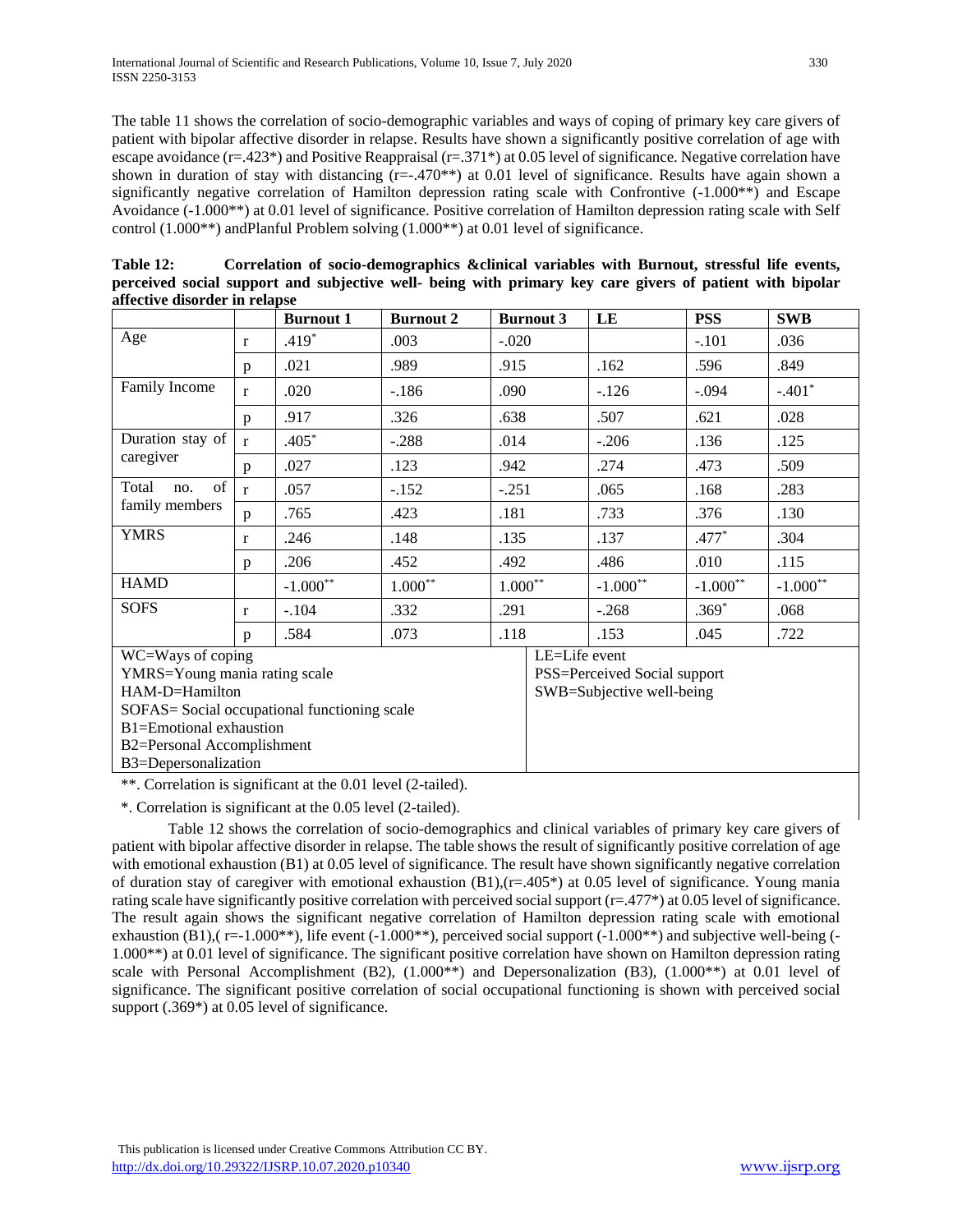The table 11 shows the correlation of socio-demographic variables and ways of coping of primary key care givers of patient with bipolar affective disorder in relapse. Results have shown a significantly positive correlation of age with escape avoidance (r=.423*) and Positive Reappraisal (r=.371*) at 0.05 level of significance. Negative correlation have shown in duration of stay with distancing (r=-.470**) at 0.01 level of significance. Results have again shown a significantly negative correlation of Hamilton depression rating scale with Confrontive (-1.000**) and Escape Avoidance (-1.000**) at 0.01 level of significance. Positive correlation of Hamilton depression rating scale with Self control (1.000**) andPlanful Problem solving (1.000**) at 0.01 level of significance.

**Table 12: Correlation of socio-demographics &clinical variables with Burnout, stressful life events, perceived social support and subjective well- being with primary key care givers of patient with bipolar affective disorder in relapse**

| | | Burnout 1 | Burnout 2 | Burnout 3 | LE | PSS | SWB |
|---|---|---|---|---|---|---|---|
| Age | r | .419* | .003 | -.020 | | -.101 | .036 |
| | p | .021 | .989 | .915 | .162 | .596 | .849 |
| Family Income | r | .020 | -.186 | .090 | -.126 | -.094 | -.401* |
| | p | .917 | .326 | .638 | .507 | .621 | .028 |
| Duration stay of caregiver | r | .405* | -.288 | .014 | -.206 | .136 | .125 |
| | p | .027 | .123 | .942 | .274 | .473 | .509 |
| Total no. of family members | r | .057 | -.152 | -.251 | .065 | .168 | .283 |
| | p | .765 | .423 | .181 | .733 | .376 | .130 |
| YMRS | r | .246 | .148 | .135 | .137 | .477* | .304 |
| | p | .206 | .452 | .492 | .486 | .010 | .115 |
| HAMD | | -1.000** | 1.000** | 1.000** | -1.000** | -1.000** | -1.000** |
| SOFS | r | -.104 | .332 | .291 | -.268 | .369* | .068 |
| | p | .584 | .073 | .118 | .153 | .045 | .722 |

WC=Ways of coping
YMRS=Young mania rating scale
HAM-D=Hamilton
SOFAS= Social occupational functioning scale
B1=Emotional exhaustion
B2=Personal Accomplishment
B3=Depersonalization

LE=Life event
PSS=Perceived Social support
SWB=Subjective well-being

**. Correlation is significant at the 0.01 level (2-tailed).

*. Correlation is significant at the 0.05 level (2-tailed).

Table 12 shows the correlation of socio-demographics and clinical variables of primary key care givers of patient with bipolar affective disorder in relapse. The table shows the result of significantly positive correlation of age with emotional exhaustion (B1) at 0.05 level of significance. The result have shown significantly negative correlation of duration stay of caregiver with emotional exhaustion (B1),(r=.405*) at 0.05 level of significance. Young mania rating scale have significantly positive correlation with perceived social support (r=.477*) at 0.05 level of significance. The result again shows the significant negative correlation of Hamilton depression rating scale with emotional exhaustion (B1),( r=-1.000**), life event (-1.000**), perceived social support (-1.000**) and subjective well-being (-1.000**) at 0.01 level of significance. The significant positive correlation have shown on Hamilton depression rating scale with Personal Accomplishment (B2), (1.000**) and Depersonalization (B3), (1.000**) at 0.01 level of significance. The significant positive correlation of social occupational functioning is shown with perceived social support (.369*) at 0.05 level of significance.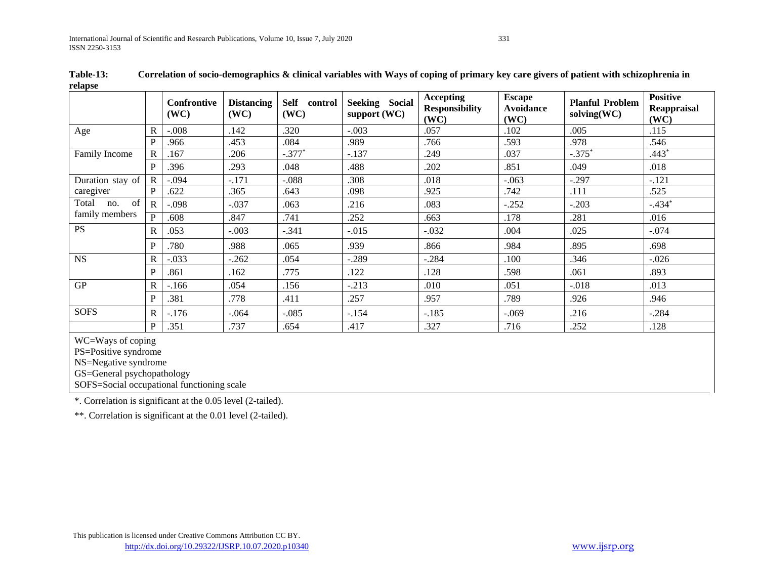**Table-13: Correlation of socio-demographics & clinical variables with Ways of coping of primary key care givers of patient with schizophrenia in relapse**

| | | Confrontive (WC) | Distancing (WC) | Self control (WC) | Seeking Social support (WC) | Accepting Responsibility (WC) | Escape Avoidance (WC) | Planful Problem solving(WC) | Positive Reappraisal (WC) |
|---|---|---|---|---|---|---|---|---|---|
| Age | R | -.008 | .142 | .320 | -.003 | .057 | .102 | .005 | .115 |
| | P | .966 | .453 | .084 | .989 | .766 | .593 | .978 | .546 |
| Family Income | R | .167 | .206 | -.377* | -.137 | .249 | .037 | -.375* | .443* |
| | P | .396 | .293 | .048 | .488 | .202 | .851 | .049 | .018 |
| Duration stay of caregiver | R | -.094 | -.171 | -.088 | .308 | .018 | -.063 | -.297 | -.121 |
| | P | .622 | .365 | .643 | .098 | .925 | .742 | .111 | .525 |
| Total no. of family members | R | -.098 | -.037 | .063 | .216 | .083 | -.252 | -.203 | -.434* |
| | P | .608 | .847 | .741 | .252 | .663 | .178 | .281 | .016 |
| PS | R | .053 | -.003 | -.341 | -.015 | -.032 | .004 | .025 | -.074 |
| | P | .780 | .988 | .065 | .939 | .866 | .984 | .895 | .698 |
| NS | R | -.033 | -.262 | .054 | -.289 | -.284 | .100 | .346 | -.026 |
| | P | .861 | .162 | .775 | .122 | .128 | .598 | .061 | .893 |
| GP | R | -.166 | .054 | .156 | -.213 | .010 | .051 | -.018 | .013 |
| | P | .381 | .778 | .411 | .257 | .957 | .789 | .926 | .946 |
| SOFS | R | -.176 | -.064 | -.085 | -.154 | -.185 | -.069 | .216 | -.284 |
| | P | .351 | .737 | .654 | .417 | .327 | .716 | .252 | .128 |

WC=Ways of coping
PS=Positive syndrome
NS=Negative syndrome
GS=General psychopathology
SOFS=Social occupational functioning scale

*. Correlation is significant at the 0.05 level (2-tailed).

**. Correlation is significant at the 0.01 level (2-tailed).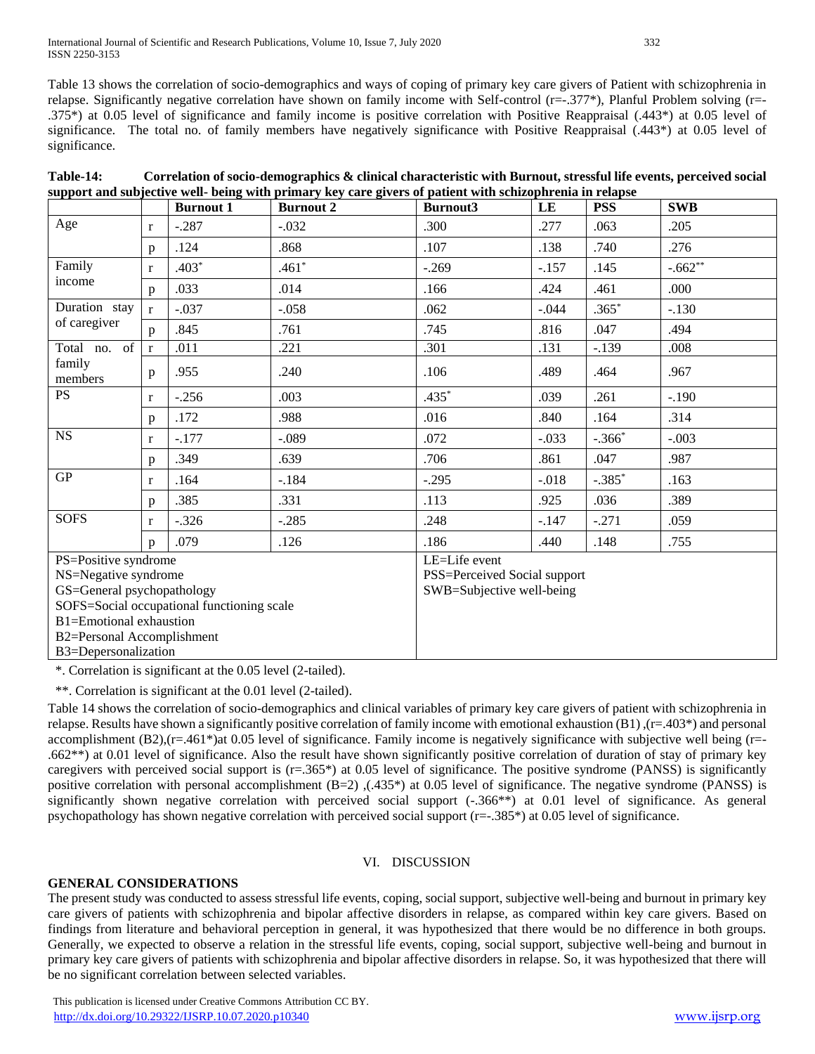Table 13 shows the correlation of socio-demographics and ways of coping of primary key care givers of Patient with schizophrenia in relapse. Significantly negative correlation have shown on family income with Self-control (r=-.377*), Planful Problem solving (r=-.375*) at 0.05 level of significance and family income is positive correlation with Positive Reappraisal (.443*) at 0.05 level of significance. The total no. of family members have negatively significance with Positive Reappraisal (.443*) at 0.05 level of significance.

**Table-14: Correlation of socio-demographics & clinical characteristic with Burnout, stressful life events, perceived social support and subjective well- being with primary key care givers of patient with schizophrenia in relapse**

| | | Burnout 1 | Burnout 2 | Burnout3 | LE | PSS | SWB |
|---|---|---|---|---|---|---|---|
| Age | r | -.287 | -.032 | .300 | .277 | .063 | .205 |
| | p | .124 | .868 | .107 | .138 | .740 | .276 |
| Family income | r | .403* | .461* | -.269 | -.157 | .145 | -.662** |
| | p | .033 | .014 | .166 | .424 | .461 | .000 |
| Duration stay of caregiver | r | -.037 | -.058 | .062 | -.044 | .365* | -.130 |
| | p | .845 | .761 | .745 | .816 | .047 | .494 |
| Total no. of family members | r | .011 | .221 | .301 | .131 | -.139 | .008 |
| | p | .955 | .240 | .106 | .489 | .464 | .967 |
| PS | r | -.256 | .003 | .435* | .039 | .261 | -.190 |
| | p | .172 | .988 | .016 | .840 | .164 | .314 |
| NS | r | -.177 | -.089 | .072 | -.033 | -.366* | -.003 |
| | p | .349 | .639 | .706 | .861 | .047 | .987 |
| GP | r | .164 | -.184 | -.295 | -.018 | -.385* | .163 |
| | p | .385 | .331 | .113 | .925 | .036 | .389 |
| SOFS | r | -.326 | -.285 | .248 | -.147 | -.271 | .059 |
| | p | .079 | .126 | .186 | .440 | .148 | .755 |

PS=Positive syndrome
NS=Negative syndrome
GS=General psychopathology
SOFS=Social occupational functioning scale
B1=Emotional exhaustion
B2=Personal Accomplishment
B3=Depersonalization

LE=Life event
PSS=Perceived Social support
SWB=Subjective well-being

*. Correlation is significant at the 0.05 level (2-tailed).

**. Correlation is significant at the 0.01 level (2-tailed).

Table 14 shows the correlation of socio-demographics and clinical variables of primary key care givers of patient with schizophrenia in relapse. Results have shown a significantly positive correlation of family income with emotional exhaustion (B1) ,(r=.403*) and personal accomplishment (B2),(r=.461*)at 0.05 level of significance. Family income is negatively significance with subjective well being (r=-.662**) at 0.01 level of significance. Also the result have shown significantly positive correlation of duration of stay of primary key caregivers with perceived social support is (r=.365*) at 0.05 level of significance. The positive syndrome (PANSS) is significantly positive correlation with personal accomplishment (B=2) ,(.435*) at 0.05 level of significance. The negative syndrome (PANSS) is significantly shown negative correlation with perceived social support (-.366**) at 0.01 level of significance. As general psychopathology has shown negative correlation with perceived social support (r=-.385*) at 0.05 level of significance.

## VI. DISCUSSION

### GENERAL CONSIDERATIONS

The present study was conducted to assess stressful life events, coping, social support, subjective well-being and burnout in primary key care givers of patients with schizophrenia and bipolar affective disorders in relapse, as compared within key care givers. Based on findings from literature and behavioral perception in general, it was hypothesized that there would be no difference in the both groups. Generally, we expected to observe a relation in the stressful life events, coping, social support, subjective well-being and burnout in primary key care givers of patients with schizophrenia and bipolar affective disorders in relapse. So, it was hypothesized that there will be no significant correlation between selected variables.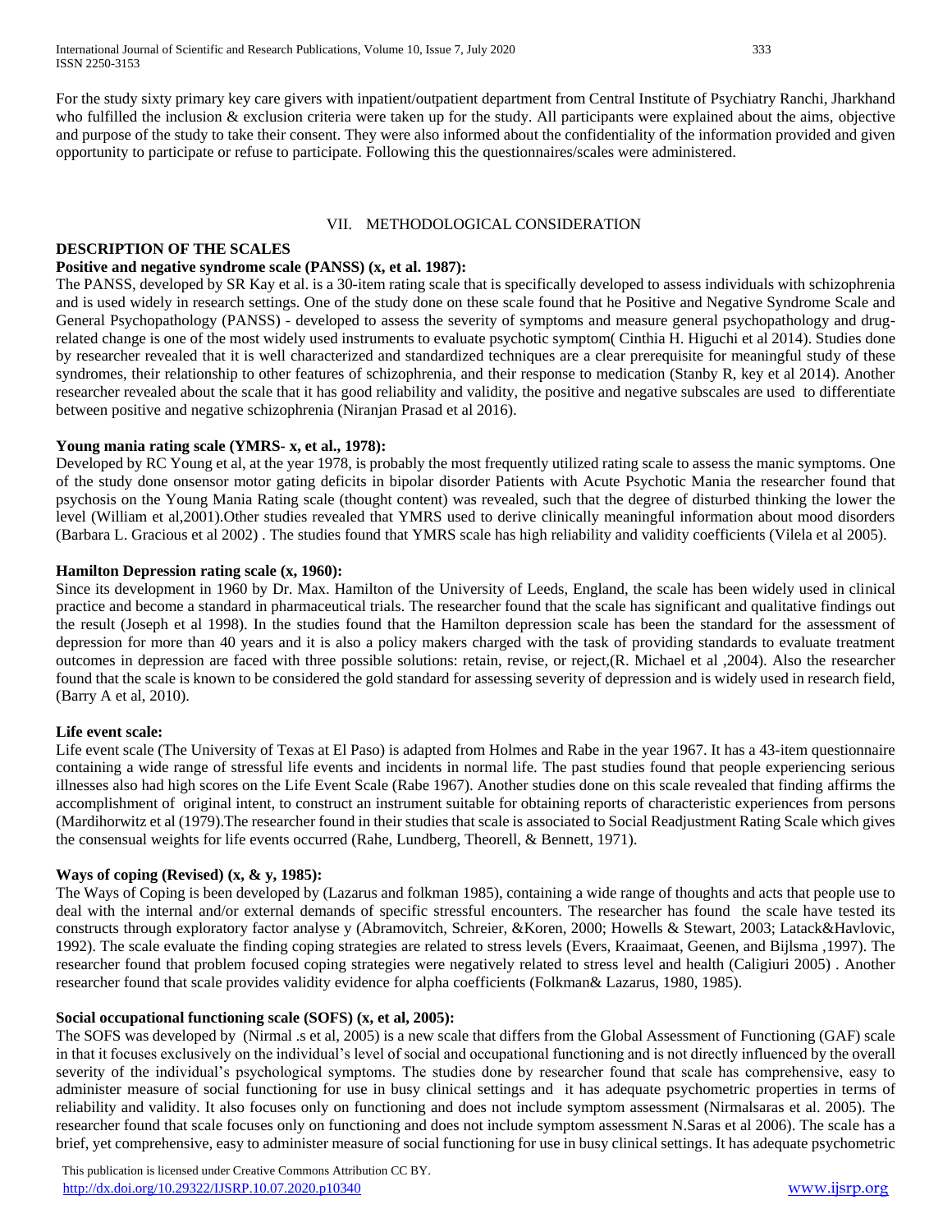For the study sixty primary key care givers with inpatient/outpatient department from Central Institute of Psychiatry Ranchi, Jharkhand who fulfilled the inclusion & exclusion criteria were taken up for the study. All participants were explained about the aims, objective and purpose of the study to take their consent. They were also informed about the confidentiality of the information provided and given opportunity to participate or refuse to participate. Following this the questionnaires/scales were administered.

## VII. METHODOLOGICAL CONSIDERATION

**DESCRIPTION OF THE SCALES**

**Positive and negative syndrome scale (PANSS) (x, et al. 1987):**

The PANSS, developed by SR Kay et al. is a 30-item rating scale that is specifically developed to assess individuals with schizophrenia and is used widely in research settings. One of the study done on these scale found that he Positive and Negative Syndrome Scale and General Psychopathology (PANSS) - developed to assess the severity of symptoms and measure general psychopathology and drug-related change is one of the most widely used instruments to evaluate psychotic symptom( Cinthia H. Higuchi et al 2014). Studies done by researcher revealed that it is well characterized and standardized techniques are a clear prerequisite for meaningful study of these syndromes, their relationship to other features of schizophrenia, and their response to medication (Stanby R, key et al 2014). Another researcher revealed about the scale that it has good reliability and validity, the positive and negative subscales are used to differentiate between positive and negative schizophrenia (Niranjan Prasad et al 2016).

**Young mania rating scale (YMRS- x, et al., 1978):**

Developed by RC Young et al, at the year 1978, is probably the most frequently utilized rating scale to assess the manic symptoms. One of the study done onsensor motor gating deficits in bipolar disorder Patients with Acute Psychotic Mania the researcher found that psychosis on the Young Mania Rating scale (thought content) was revealed, such that the degree of disturbed thinking the lower the level (William et al,2001).Other studies revealed that YMRS used to derive clinically meaningful information about mood disorders (Barbara L. Gracious et al 2002) . The studies found that YMRS scale has high reliability and validity coefficients (Vilela et al 2005).

**Hamilton Depression rating scale (x, 1960):**

Since its development in 1960 by Dr. Max. Hamilton of the University of Leeds, England, the scale has been widely used in clinical practice and become a standard in pharmaceutical trials. The researcher found that the scale has significant and qualitative findings out the result (Joseph et al 1998). In the studies found that the Hamilton depression scale has been the standard for the assessment of depression for more than 40 years and it is also a policy makers charged with the task of providing standards to evaluate treatment outcomes in depression are faced with three possible solutions: retain, revise, or reject,(R. Michael et al ,2004). Also the researcher found that the scale is known to be considered the gold standard for assessing severity of depression and is widely used in research field, (Barry A et al, 2010).

**Life event scale:**

Life event scale (The University of Texas at El Paso) is adapted from Holmes and Rabe in the year 1967. It has a 43-item questionnaire containing a wide range of stressful life events and incidents in normal life. The past studies found that people experiencing serious illnesses also had high scores on the Life Event Scale (Rabe 1967). Another studies done on this scale revealed that finding affirms the accomplishment of original intent, to construct an instrument suitable for obtaining reports of characteristic experiences from persons (Mardihorwitz et al (1979).The researcher found in their studies that scale is associated to Social Readjustment Rating Scale which gives the consensual weights for life events occurred (Rahe, Lundberg, Theorell, & Bennett, 1971).

**Ways of coping (Revised) (x, & y, 1985):**

The Ways of Coping is been developed by (Lazarus and folkman 1985), containing a wide range of thoughts and acts that people use to deal with the internal and/or external demands of specific stressful encounters. The researcher has found the scale have tested its constructs through exploratory factor analyse y (Abramovitch, Schreier, &Koren, 2000; Howells & Stewart, 2003; Latack&Havlovic, 1992). The scale evaluate the finding coping strategies are related to stress levels (Evers, Kraaimaat, Geenen, and Bijlsma ,1997). The researcher found that problem focused coping strategies were negatively related to stress level and health (Caligiuri 2005) . Another researcher found that scale provides validity evidence for alpha coefficients (Folkman& Lazarus, 1980, 1985).

**Social occupational functioning scale (SOFS) (x, et al, 2005):**

The SOFS was developed by (Nirmal .s et al, 2005) is a new scale that differs from the Global Assessment of Functioning (GAF) scale in that it focuses exclusively on the individual's level of social and occupational functioning and is not directly influenced by the overall severity of the individual's psychological symptoms. The studies done by researcher found that scale has comprehensive, easy to administer measure of social functioning for use in busy clinical settings and it has adequate psychometric properties in terms of reliability and validity. It also focuses only on functioning and does not include symptom assessment (Nirmalsaras et al. 2005). The researcher found that scale focuses only on functioning and does not include symptom assessment N.Saras et al 2006). The scale has a brief, yet comprehensive, easy to administer measure of social functioning for use in busy clinical settings. It has adequate psychometric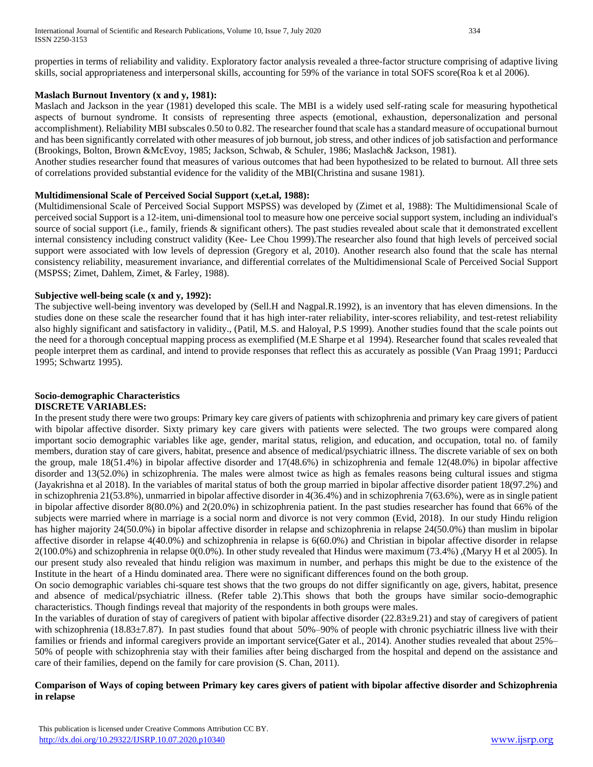properties in terms of reliability and validity. Exploratory factor analysis revealed a three-factor structure comprising of adaptive living skills, social appropriateness and interpersonal skills, accounting for 59% of the variance in total SOFS score(Roa k et al 2006).

**Maslach Burnout Inventory (x and y, 1981):**

Maslach and Jackson in the year (1981) developed this scale. The MBI is a widely used self-rating scale for measuring hypothetical aspects of burnout syndrome. It consists of representing three aspects (emotional, exhaustion, depersonalization and personal accomplishment). Reliability MBI subscales 0.50 to 0.82. The researcher found that scale has a standard measure of occupational burnout and has been significantly correlated with other measures of job burnout, job stress, and other indices of job satisfaction and performance (Brookings, Bolton, Brown &McEvoy, 1985; Jackson, Schwab, & Schuler, 1986; Maslach& Jackson, 1981).

Another studies researcher found that measures of various outcomes that had been hypothesized to be related to burnout. All three sets of correlations provided substantial evidence for the validity of the MBI(Christina and susane 1981).

**Multidimensional Scale of Perceived Social Support (x,et.al, 1988):**

(Multidimensional Scale of Perceived Social Support MSPSS) was developed by (Zimet et al, 1988): The Multidimensional Scale of perceived social Support is a 12-item, uni-dimensional tool to measure how one perceive social support system, including an individual's source of social support (i.e., family, friends & significant others). The past studies revealed about scale that it demonstrated excellent internal consistency including construct validity (Kee- Lee Chou 1999).The researcher also found that high levels of perceived social support were associated with low levels of depression (Gregory et al, 2010). Another research also found that the scale has nternal consistency reliability, measurement invariance, and differential correlates of the Multidimensional Scale of Perceived Social Support (MSPSS; Zimet, Dahlem, Zimet, & Farley, 1988).

**Subjective well-being scale (x and y, 1992):**

The subjective well-being inventory was developed by (Sell.H and Nagpal.R.1992), is an inventory that has eleven dimensions. In the studies done on these scale the researcher found that it has high inter-rater reliability, inter-scores reliability, and test-retest reliability also highly significant and satisfactory in validity., (Patil, M.S. and Haloyal, P.S 1999). Another studies found that the scale points out the need for a thorough conceptual mapping process as exemplified (M.E Sharpe et al 1994). Researcher found that scales revealed that people interpret them as cardinal, and intend to provide responses that reflect this as accurately as possible (Van Praag 1991; Parducci 1995; Schwartz 1995).

**Socio-demographic Characteristics**

**DISCRETE VARIABLES:**

In the present study there were two groups: Primary key care givers of patients with schizophrenia and primary key care givers of patient with bipolar affective disorder. Sixty primary key care givers with patients were selected. The two groups were compared along important socio demographic variables like age, gender, marital status, religion, and education, and occupation, total no. of family members, duration stay of care givers, habitat, presence and absence of medical/psychiatric illness. The discrete variable of sex on both the group, male 18(51.4%) in bipolar affective disorder and 17(48.6%) in schizophrenia and female 12(48.0%) in bipolar affective disorder and 13(52.0%) in schizophrenia. The males were almost twice as high as females reasons being cultural issues and stigma (Jayakrishna et al 2018). In the variables of marital status of both the group married in bipolar affective disorder patient 18(97.2%) and in schizophrenia 21(53.8%), unmarried in bipolar affective disorder in 4(36.4%) and in schizophrenia 7(63.6%), were as in single patient in bipolar affective disorder 8(80.0%) and 2(20.0%) in schizophrenia patient. In the past studies researcher has found that 66% of the subjects were married where in marriage is a social norm and divorce is not very common (Evid, 2018). In our study Hindu religion has higher majority 24(50.0%) in bipolar affective disorder in relapse and schizophrenia in relapse 24(50.0%) than muslim in bipolar affective disorder in relapse 4(40.0%) and schizophrenia in relapse is 6(60.0%) and Christian in bipolar affective disorder in relapse 2(100.0%) and schizophrenia in relapse 0(0.0%). In other study revealed that Hindus were maximum (73.4%) ,(Maryy H et al 2005). In our present study also revealed that hindu religion was maximum in number, and perhaps this might be due to the existence of the Institute in the heart of a Hindu dominated area. There were no significant differences found on the both group.

On socio demographic variables chi-square test shows that the two groups do not differ significantly on age, givers, habitat, presence and absence of medical/psychiatric illness. (Refer table 2).This shows that both the groups have similar socio-demographic characteristics. Though findings reveal that majority of the respondents in both groups were males.

In the variables of duration of stay of caregivers of patient with bipolar affective disorder (22.83±9.21) and stay of caregivers of patient with schizophrenia (18.83±7.87). In past studies found that about 50%–90% of people with chronic psychiatric illness live with their families or friends and informal caregivers provide an important service(Gater et al., 2014). Another studies revealed that about 25%–50% of people with schizophrenia stay with their families after being discharged from the hospital and depend on the assistance and care of their families, depend on the family for care provision (S. Chan, 2011).

**Comparison of Ways of coping between Primary key cares givers of patient with bipolar affective disorder and Schizophrenia in relapse**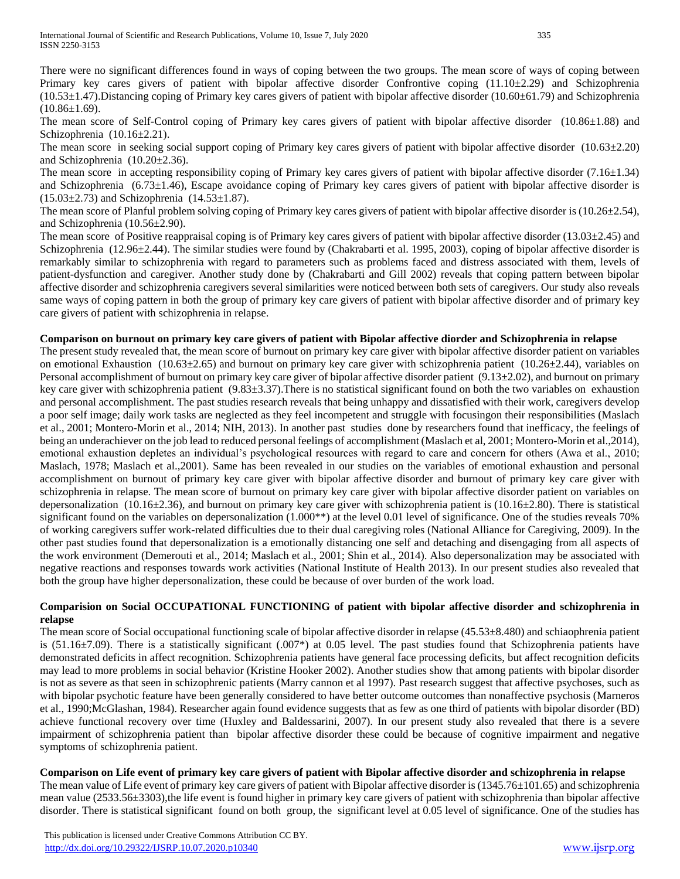There were no significant differences found in ways of coping between the two groups. The mean score of ways of coping between Primary key cares givers of patient with bipolar affective disorder Confrontive coping (11.10±2.29) and Schizophrenia (10.53±1.47).Distancing coping of Primary key cares givers of patient with bipolar affective disorder (10.60±61.79) and Schizophrenia (10.86±1.69).

The mean score of Self-Control coping of Primary key cares givers of patient with bipolar affective disorder (10.86±1.88) and Schizophrenia (10.16±2.21).

The mean score in seeking social support coping of Primary key cares givers of patient with bipolar affective disorder (10.63±2.20) and Schizophrenia (10.20±2.36).

The mean score in accepting responsibility coping of Primary key cares givers of patient with bipolar affective disorder (7.16±1.34) and Schizophrenia (6.73±1.46), Escape avoidance coping of Primary key cares givers of patient with bipolar affective disorder is (15.03±2.73) and Schizophrenia (14.53±1.87).

The mean score of Planful problem solving coping of Primary key cares givers of patient with bipolar affective disorder is (10.26±2.54), and Schizophrenia (10.56±2.90).

The mean score of Positive reappraisal coping is of Primary key cares givers of patient with bipolar affective disorder (13.03±2.45) and Schizophrenia (12.96±2.44). The similar studies were found by (Chakrabarti et al. 1995, 2003), coping of bipolar affective disorder is remarkably similar to schizophrenia with regard to parameters such as problems faced and distress associated with them, levels of patient-dysfunction and caregiver. Another study done by (Chakrabarti and Gill 2002) reveals that coping pattern between bipolar affective disorder and schizophrenia caregivers several similarities were noticed between both sets of caregivers. Our study also reveals same ways of coping pattern in both the group of primary key care givers of patient with bipolar affective disorder and of primary key care givers of patient with schizophrenia in relapse.

**Comparison on burnout on primary key care givers of patient with Bipolar affective diorder and Schizophrenia in relapse**

The present study revealed that, the mean score of burnout on primary key care giver with bipolar affective disorder patient on variables on emotional Exhaustion (10.63±2.65) and burnout on primary key care giver with schizophrenia patient (10.26±2.44), variables on Personal accomplishment of burnout on primary key care giver of bipolar affective disorder patient (9.13±2.02), and burnout on primary key care giver with schizophrenia patient (9.83±3.37).There is no statistical significant found on both the two variables on exhaustion and personal accomplishment. The past studies research reveals that being unhappy and dissatisfied with their work, caregivers develop a poor self image; daily work tasks are neglected as they feel incompetent and struggle with focusingon their responsibilities (Maslach et al., 2001; Montero-Morin et al., 2014; NIH, 2013). In another past studies done by researchers found that inefficacy, the feelings of being an underachiever on the job lead to reduced personal feelings of accomplishment (Maslach et al, 2001; Montero-Morin et al.,2014), emotional exhaustion depletes an individual's psychological resources with regard to care and concern for others (Awa et al., 2010; Maslach, 1978; Maslach et al.,2001). Same has been revealed in our studies on the variables of emotional exhaustion and personal accomplishment on burnout of primary key care giver with bipolar affective disorder and burnout of primary key care giver with schizophrenia in relapse. The mean score of burnout on primary key care giver with bipolar affective disorder patient on variables on depersonalization (10.16±2.36), and burnout on primary key care giver with schizophrenia patient is (10.16±2.80). There is statistical significant found on the variables on depersonalization (1.000**) at the level 0.01 level of significance. One of the studies reveals 70% of working caregivers suffer work-related difficulties due to their dual caregiving roles (National Alliance for Caregiving, 2009). In the other past studies found that depersonalization is a emotionally distancing one self and detaching and disengaging from all aspects of the work environment (Demerouti et al., 2014; Maslach et al., 2001; Shin et al., 2014). Also depersonalization may be associated with negative reactions and responses towards work activities (National Institute of Health 2013). In our present studies also revealed that both the group have higher depersonalization, these could be because of over burden of the work load.

**Comparision on Social OCCUPATIONAL FUNCTIONING of patient with bipolar affective disorder and schizophrenia in relapse**

The mean score of Social occupational functioning scale of bipolar affective disorder in relapse (45.53±8.480) and schiaophrenia patient is (51.16±7.09). There is a statistically significant (.007*) at 0.05 level. The past studies found that Schizophrenia patients have demonstrated deficits in affect recognition. Schizophrenia patients have general face processing deficits, but affect recognition deficits may lead to more problems in social behavior (Kristine Hooker 2002). Another studies show that among patients with bipolar disorder is not as severe as that seen in schizophrenic patients (Marry cannon et al 1997). Past research suggest that affective psychoses, such as with bipolar psychotic feature have been generally considered to have better outcome outcomes than nonaffective psychosis (Marneros et al., 1990;McGlashan, 1984). Researcher again found evidence suggests that as few as one third of patients with bipolar disorder (BD) achieve functional recovery over time (Huxley and Baldessarini, 2007). In our present study also revealed that there is a severe impairment of schizophrenia patient than bipolar affective disorder these could be because of cognitive impairment and negative symptoms of schizophrenia patient.

**Comparison on Life event of primary key care givers of patient with Bipolar affective disorder and schizophrenia in relapse**

The mean value of Life event of primary key care givers of patient with Bipolar affective disorder is (1345.76±101.65) and schizophrenia mean value (2533.56±3303),the life event is found higher in primary key care givers of patient with schizophrenia than bipolar affective disorder. There is statistical significant found on both group, the significant level at 0.05 level of significance. One of the studies has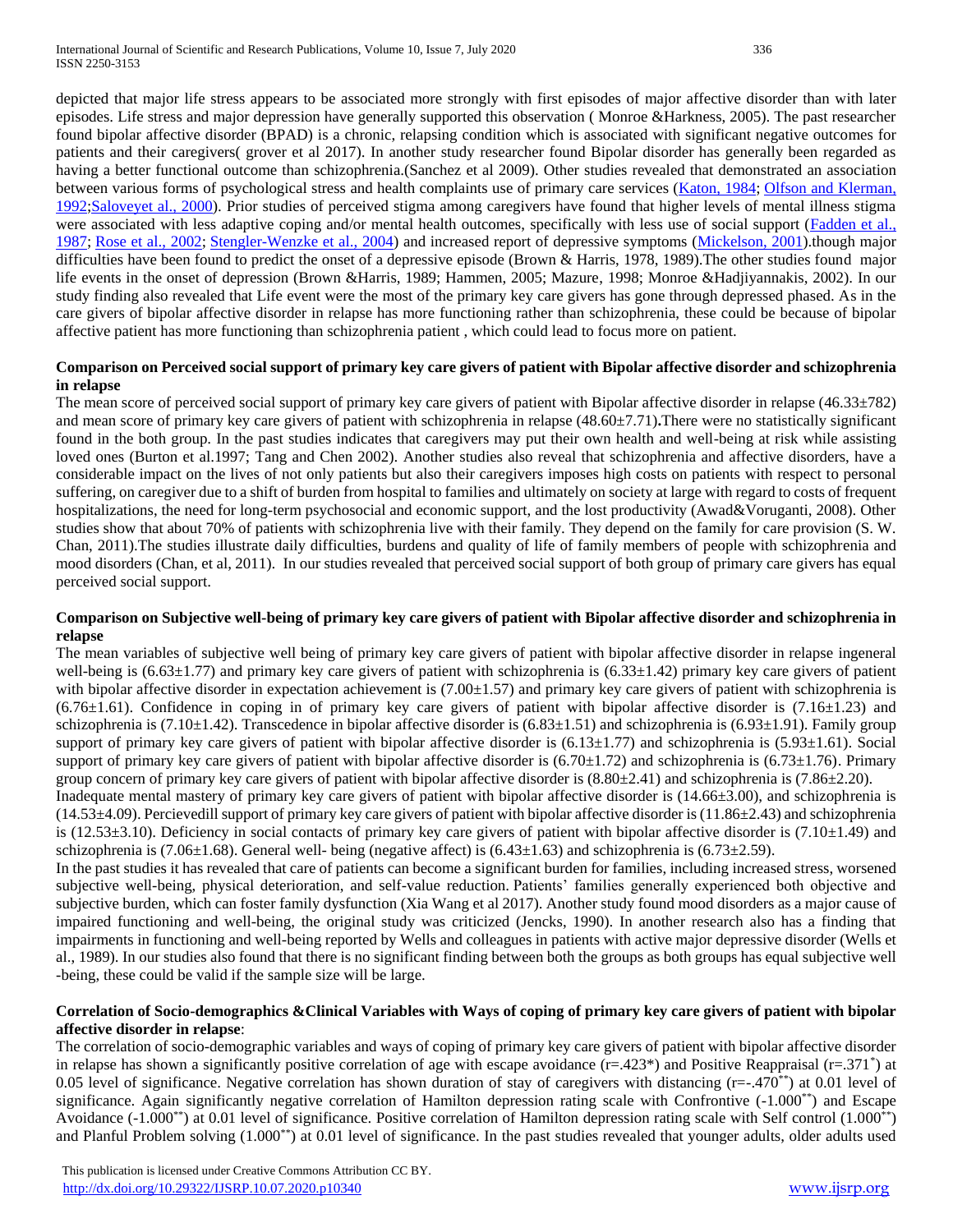depicted that major life stress appears to be associated more strongly with first episodes of major affective disorder than with later episodes. Life stress and major depression have generally supported this observation ( Monroe &Harkness, 2005). The past researcher found bipolar affective disorder (BPAD) is a chronic, relapsing condition which is associated with significant negative outcomes for patients and their caregivers( grover et al 2017). In another study researcher found Bipolar disorder has generally been regarded as having a better functional outcome than schizophrenia.(Sanchez et al 2009). Other studies revealed that demonstrated an association between various forms of psychological stress and health complaints use of primary care services (Katon, 1984; Olfson and Klerman, 1992;Saloveyet al., 2000). Prior studies of perceived stigma among caregivers have found that higher levels of mental illness stigma were associated with less adaptive coping and/or mental health outcomes, specifically with less use of social support (Fadden et al., 1987; Rose et al., 2002; Stengler-Wenzke et al., 2004) and increased report of depressive symptoms (Mickelson, 2001).though major difficulties have been found to predict the onset of a depressive episode (Brown & Harris, 1978, 1989).The other studies found major life events in the onset of depression (Brown &Harris, 1989; Hammen, 2005; Mazure, 1998; Monroe &Hadjiyannakis, 2002). In our study finding also revealed that Life event were the most of the primary key care givers has gone through depressed phased. As in the care givers of bipolar affective disorder in relapse has more functioning rather than schizophrenia, these could be because of bipolar affective patient has more functioning than schizophrenia patient , which could lead to focus more on patient.

**Comparison on Perceived social support of primary key care givers of patient with Bipolar affective disorder and schizophrenia in relapse**

The mean score of perceived social support of primary key care givers of patient with Bipolar affective disorder in relapse (46.33±782) and mean score of primary key care givers of patient with schizophrenia in relapse (48.60±7.71)**.**There were no statistically significant found in the both group. In the past studies indicates that caregivers may put their own health and well-being at risk while assisting loved ones (Burton et al.1997; Tang and Chen 2002). Another studies also reveal that schizophrenia and affective disorders, have a considerable impact on the lives of not only patients but also their caregivers imposes high costs on patients with respect to personal suffering, on caregiver due to a shift of burden from hospital to families and ultimately on society at large with regard to costs of frequent hospitalizations, the need for long-term psychosocial and economic support, and the lost productivity (Awad&Voruganti, 2008). Other studies show that about 70% of patients with schizophrenia live with their family. They depend on the family for care provision (S. W. Chan, 2011).The studies illustrate daily difficulties, burdens and quality of life of family members of people with schizophrenia and mood disorders (Chan, et al, 2011). In our studies revealed that perceived social support of both group of primary care givers has equal perceived social support.

**Comparison on Subjective well-being of primary key care givers of patient with Bipolar affective disorder and schizophrenia in relapse**

The mean variables of subjective well being of primary key care givers of patient with bipolar affective disorder in relapse ingeneral well-being is (6.63±1.77) and primary key care givers of patient with schizophrenia is (6.33±1.42) primary key care givers of patient with bipolar affective disorder in expectation achievement is (7.00±1.57) and primary key care givers of patient with schizophrenia is (6.76±1.61). Confidence in coping in of primary key care givers of patient with bipolar affective disorder is (7.16±1.23) and schizophrenia is (7.10±1.42). Transcedence in bipolar affective disorder is (6.83±1.51) and schizophrenia is (6.93±1.91). Family group support of primary key care givers of patient with bipolar affective disorder is (6.13±1.77) and schizophrenia is (5.93±1.61). Social support of primary key care givers of patient with bipolar affective disorder is (6.70±1.72) and schizophrenia is (6.73±1.76). Primary group concern of primary key care givers of patient with bipolar affective disorder is (8.80±2.41) and schizophrenia is (7.86±2.20).

Inadequate mental mastery of primary key care givers of patient with bipolar affective disorder is (14.66±3.00), and schizophrenia is (14.53±4.09). Percievedill support of primary key care givers of patient with bipolar affective disorder is (11.86±2.43) and schizophrenia is (12.53±3.10). Deficiency in social contacts of primary key care givers of patient with bipolar affective disorder is (7.10±1.49) and schizophrenia is (7.06±1.68). General well- being (negative affect) is (6.43±1.63) and schizophrenia is (6.73±2.59).

In the past studies it has revealed that care of patients can become a significant burden for families, including increased stress, worsened subjective well-being, physical deterioration, and self-value reduction. Patients' families generally experienced both objective and subjective burden, which can foster family dysfunction (Xia Wang et al 2017). Another study found mood disorders as a major cause of impaired functioning and well-being, the original study was criticized (Jencks, 1990). In another research also has a finding that impairments in functioning and well-being reported by Wells and colleagues in patients with active major depressive disorder (Wells et al., 1989). In our studies also found that there is no significant finding between both the groups as both groups has equal subjective well -being, these could be valid if the sample size will be large.

**Correlation of Socio-demographics &Clinical Variables with Ways of coping of primary key care givers of patient with bipolar affective disorder in relapse**:

The correlation of socio-demographic variables and ways of coping of primary key care givers of patient with bipolar affective disorder in relapse has shown a significantly positive correlation of age with escape avoidance (r=.423*) and Positive Reappraisal (r=.371*) at 0.05 level of significance. Negative correlation has shown duration of stay of caregivers with distancing (r=-.470**) at 0.01 level of significance. Again significantly negative correlation of Hamilton depression rating scale with Confrontive (-1.000**) and Escape Avoidance (-1.000**) at 0.01 level of significance. Positive correlation of Hamilton depression rating scale with Self control (1.000**) and Planful Problem solving (1.000**) at 0.01 level of significance. In the past studies revealed that younger adults, older adults used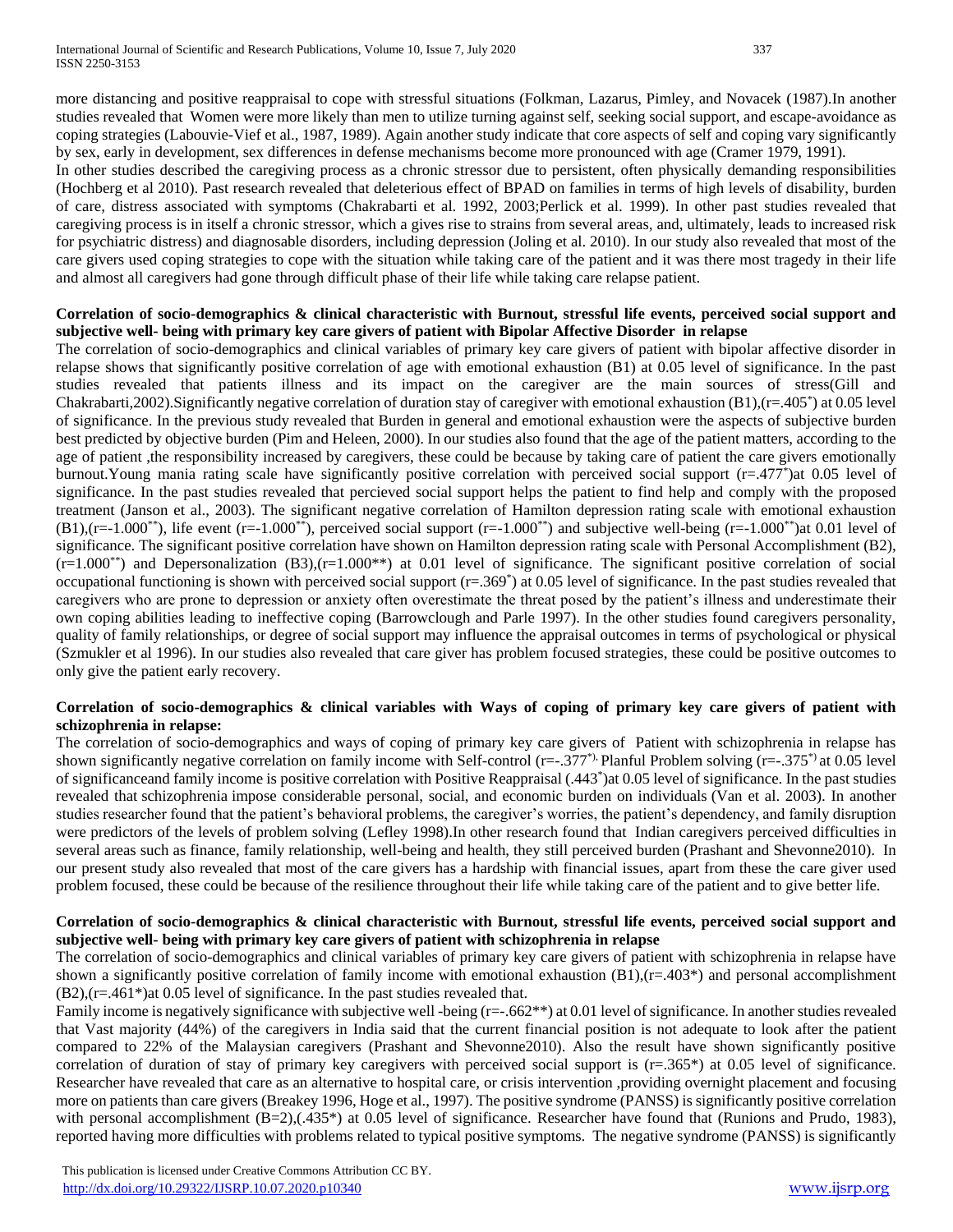more distancing and positive reappraisal to cope with stressful situations (Folkman, Lazarus, Pimley, and Novacek (1987).In another studies revealed that Women were more likely than men to utilize turning against self, seeking social support, and escape-avoidance as coping strategies (Labouvie-Vief et al., 1987, 1989). Again another study indicate that core aspects of self and coping vary significantly by sex, early in development, sex differences in defense mechanisms become more pronounced with age (Cramer 1979, 1991).

In other studies described the caregiving process as a chronic stressor due to persistent, often physically demanding responsibilities (Hochberg et al 2010). Past research revealed that deleterious effect of BPAD on families in terms of high levels of disability, burden of care, distress associated with symptoms (Chakrabarti et al. 1992, 2003;Perlick et al. 1999). In other past studies revealed that caregiving process is in itself a chronic stressor, which a gives rise to strains from several areas, and, ultimately, leads to increased risk for psychiatric distress) and diagnosable disorders, including depression (Joling et al. 2010). In our study also revealed that most of the care givers used coping strategies to cope with the situation while taking care of the patient and it was there most tragedy in their life and almost all caregivers had gone through difficult phase of their life while taking care relapse patient.

**Correlation of socio-demographics & clinical characteristic with Burnout, stressful life events, perceived social support and subjective well- being with primary key care givers of patient with Bipolar Affective Disorder in relapse**

The correlation of socio-demographics and clinical variables of primary key care givers of patient with bipolar affective disorder in relapse shows that significantly positive correlation of age with emotional exhaustion (B1) at 0.05 level of significance. In the past studies revealed that patients illness and its impact on the caregiver are the main sources of stress(Gill and Chakrabarti,2002).Significantly negative correlation of duration stay of caregiver with emotional exhaustion (B1),(r=.405*) at 0.05 level of significance. In the previous study revealed that Burden in general and emotional exhaustion were the aspects of subjective burden best predicted by objective burden (Pim and Heleen, 2000). In our studies also found that the age of the patient matters, according to the age of patient ,the responsibility increased by caregivers, these could be because by taking care of patient the care givers emotionally burnout.Young mania rating scale have significantly positive correlation with perceived social support (r=.477*)at 0.05 level of significance. In the past studies revealed that percieved social support helps the patient to find help and comply with the proposed treatment (Janson et al., 2003). The significant negative correlation of Hamilton depression rating scale with emotional exhaustion (B1),(r=-1.000**), life event (r=-1.000**), perceived social support (r=-1.000**) and subjective well-being (r=-1.000**)at 0.01 level of significance. The significant positive correlation have shown on Hamilton depression rating scale with Personal Accomplishment (B2), (r=1.000**) and Depersonalization (B3),(r=1.000**) at 0.01 level of significance. The significant positive correlation of social occupational functioning is shown with perceived social support (r=.369*) at 0.05 level of significance. In the past studies revealed that caregivers who are prone to depression or anxiety often overestimate the threat posed by the patient's illness and underestimate their own coping abilities leading to ineffective coping (Barrowclough and Parle 1997). In the other studies found caregivers personality, quality of family relationships, or degree of social support may influence the appraisal outcomes in terms of psychological or physical (Szmukler et al 1996). In our studies also revealed that care giver has problem focused strategies, these could be positive outcomes to only give the patient early recovery.

**Correlation of socio-demographics & clinical variables with Ways of coping of primary key care givers of patient with schizophrenia in relapse:**

The correlation of socio-demographics and ways of coping of primary key care givers of Patient with schizophrenia in relapse has shown significantly negative correlation on family income with Self-control (r=-.377*), Planful Problem solving (r=-.375*) at 0.05 level of significanceand family income is positive correlation with Positive Reappraisal (.443*)at 0.05 level of significance. In the past studies revealed that schizophrenia impose considerable personal, social, and economic burden on individuals (Van et al. 2003). In another studies researcher found that the patient's behavioral problems, the caregiver's worries, the patient's dependency, and family disruption were predictors of the levels of problem solving (Lefley 1998).In other research found that Indian caregivers perceived difficulties in several areas such as finance, family relationship, well-being and health, they still perceived burden (Prashant and Shevonne2010). In our present study also revealed that most of the care givers has a hardship with financial issues, apart from these the care giver used problem focused, these could be because of the resilience throughout their life while taking care of the patient and to give better life.

**Correlation of socio-demographics & clinical characteristic with Burnout, stressful life events, perceived social support and subjective well- being with primary key care givers of patient with schizophrenia in relapse**

The correlation of socio-demographics and clinical variables of primary key care givers of patient with schizophrenia in relapse have shown a significantly positive correlation of family income with emotional exhaustion (B1),(r=.403*) and personal accomplishment (B2),(r=.461*)at 0.05 level of significance. In the past studies revealed that.

Family income is negatively significance with subjective well -being (r=-.662**) at 0.01 level of significance. In another studies revealed that Vast majority (44%) of the caregivers in India said that the current financial position is not adequate to look after the patient compared to 22% of the Malaysian caregivers (Prashant and Shevonne2010). Also the result have shown significantly positive correlation of duration of stay of primary key caregivers with perceived social support is (r=.365*) at 0.05 level of significance. Researcher have revealed that care as an alternative to hospital care, or crisis intervention ,providing overnight placement and focusing more on patients than care givers (Breakey 1996, Hoge et al., 1997). The positive syndrome (PANSS) is significantly positive correlation with personal accomplishment (B=2),(.435*) at 0.05 level of significance. Researcher have found that (Runions and Prudo, 1983), reported having more difficulties with problems related to typical positive symptoms. The negative syndrome (PANSS) is significantly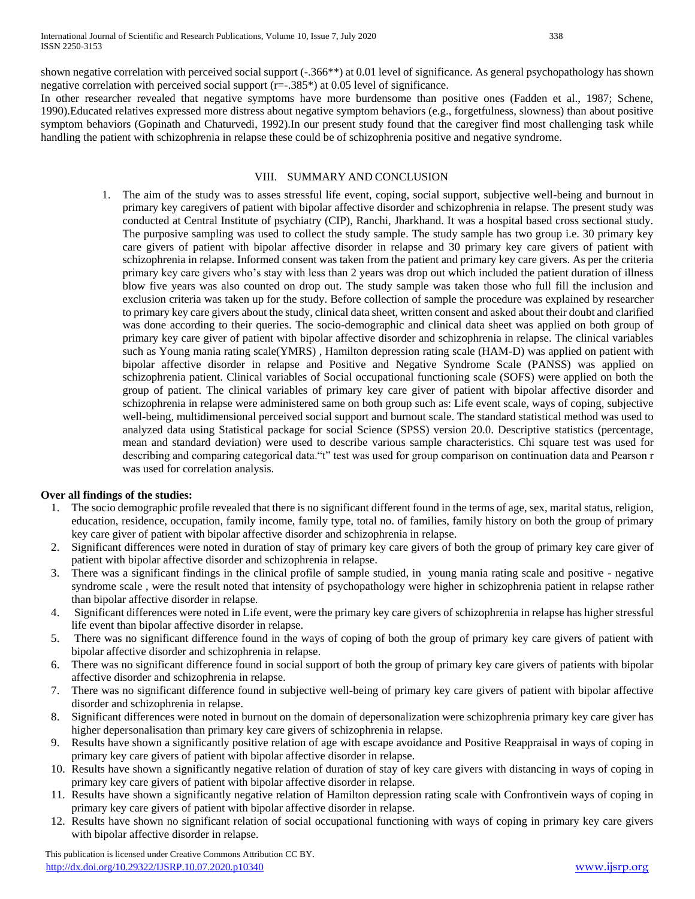shown negative correlation with perceived social support (-.366**) at 0.01 level of significance. As general psychopathology has shown negative correlation with perceived social support (r=-.385*) at 0.05 level of significance.

In other researcher revealed that negative symptoms have more burdensome than positive ones (Fadden et al., 1987; Schene, 1990).Educated relatives expressed more distress about negative symptom behaviors (e.g., forgetfulness, slowness) than about positive symptom behaviors (Gopinath and Chaturvedi, 1992).In our present study found that the caregiver find most challenging task while handling the patient with schizophrenia in relapse these could be of schizophrenia positive and negative syndrome.

## VIII. SUMMARY AND CONCLUSION

1. The aim of the study was to asses stressful life event, coping, social support, subjective well-being and burnout in primary key caregivers of patient with bipolar affective disorder and schizophrenia in relapse. The present study was conducted at Central Institute of psychiatry (CIP), Ranchi, Jharkhand. It was a hospital based cross sectional study. The purposive sampling was used to collect the study sample. The study sample has two group i.e. 30 primary key care givers of patient with bipolar affective disorder in relapse and 30 primary key care givers of patient with schizophrenia in relapse. Informed consent was taken from the patient and primary key care givers. As per the criteria primary key care givers who's stay with less than 2 years was drop out which included the patient duration of illness blow five years was also counted on drop out. The study sample was taken those who full fill the inclusion and exclusion criteria was taken up for the study. Before collection of sample the procedure was explained by researcher to primary key care givers about the study, clinical data sheet, written consent and asked about their doubt and clarified was done according to their queries. The socio-demographic and clinical data sheet was applied on both group of primary key care giver of patient with bipolar affective disorder and schizophrenia in relapse. The clinical variables such as Young mania rating scale(YMRS) , Hamilton depression rating scale (HAM-D) was applied on patient with bipolar affective disorder in relapse and Positive and Negative Syndrome Scale (PANSS) was applied on schizophrenia patient. Clinical variables of Social occupational functioning scale (SOFS) were applied on both the group of patient. The clinical variables of primary key care giver of patient with bipolar affective disorder and schizophrenia in relapse were administered same on both group such as: Life event scale, ways of coping, subjective well-being, multidimensional perceived social support and burnout scale. The standard statistical method was used to analyzed data using Statistical package for social Science (SPSS) version 20.0. Descriptive statistics (percentage, mean and standard deviation) were used to describe various sample characteristics. Chi square test was used for describing and comparing categorical data."t" test was used for group comparison on continuation data and Pearson r was used for correlation analysis.

**Over all findings of the studies:**

1. The socio demographic profile revealed that there is no significant different found in the terms of age, sex, marital status, religion, education, residence, occupation, family income, family type, total no. of families, family history on both the group of primary key care giver of patient with bipolar affective disorder and schizophrenia in relapse.
2. Significant differences were noted in duration of stay of primary key care givers of both the group of primary key care giver of patient with bipolar affective disorder and schizophrenia in relapse.
3. There was a significant findings in the clinical profile of sample studied, in young mania rating scale and positive - negative syndrome scale , were the result noted that intensity of psychopathology were higher in schizophrenia patient in relapse rather than bipolar affective disorder in relapse.
4. Significant differences were noted in Life event, were the primary key care givers of schizophrenia in relapse has higher stressful life event than bipolar affective disorder in relapse.
5. There was no significant difference found in the ways of coping of both the group of primary key care givers of patient with bipolar affective disorder and schizophrenia in relapse.
6. There was no significant difference found in social support of both the group of primary key care givers of patients with bipolar affective disorder and schizophrenia in relapse.
7. There was no significant difference found in subjective well-being of primary key care givers of patient with bipolar affective disorder and schizophrenia in relapse.
8. Significant differences were noted in burnout on the domain of depersonalization were schizophrenia primary key care giver has higher depersonalisation than primary key care givers of schizophrenia in relapse.
9. Results have shown a significantly positive relation of age with escape avoidance and Positive Reappraisal in ways of coping in primary key care givers of patient with bipolar affective disorder in relapse.
10. Results have shown a significantly negative relation of duration of stay of key care givers with distancing in ways of coping in primary key care givers of patient with bipolar affective disorder in relapse.
11. Results have shown a significantly negative relation of Hamilton depression rating scale with Confrontivein ways of coping in primary key care givers of patient with bipolar affective disorder in relapse.
12. Results have shown no significant relation of social occupational functioning with ways of coping in primary key care givers with bipolar affective disorder in relapse.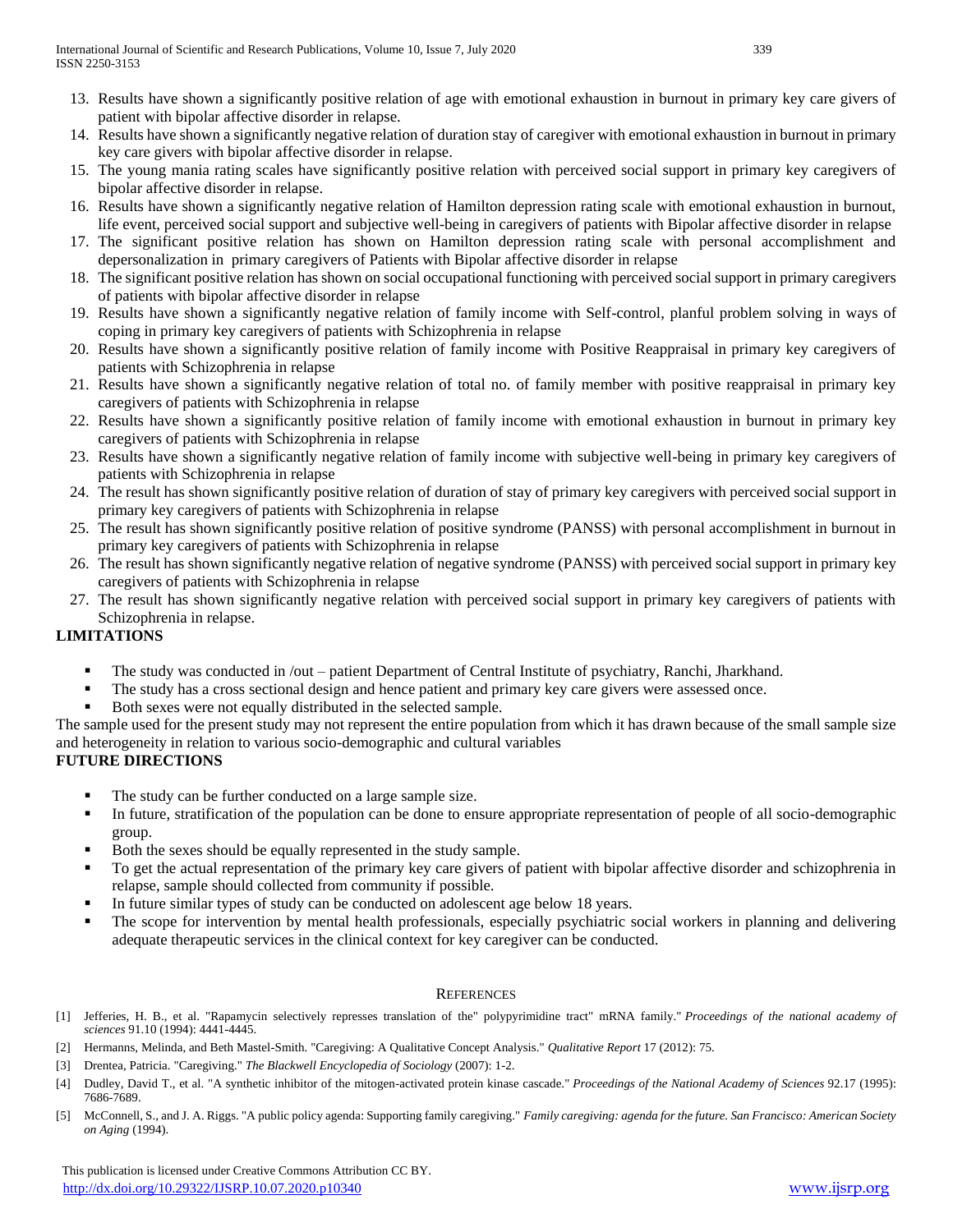13. Results have shown a significantly positive relation of age with emotional exhaustion in burnout in primary key care givers of patient with bipolar affective disorder in relapse.
14. Results have shown a significantly negative relation of duration stay of caregiver with emotional exhaustion in burnout in primary key care givers with bipolar affective disorder in relapse.
15. The young mania rating scales have significantly positive relation with perceived social support in primary key caregivers of bipolar affective disorder in relapse.
16. Results have shown a significantly negative relation of Hamilton depression rating scale with emotional exhaustion in burnout, life event, perceived social support and subjective well-being in caregivers of patients with Bipolar affective disorder in relapse
17. The significant positive relation has shown on Hamilton depression rating scale with personal accomplishment and depersonalization in primary caregivers of Patients with Bipolar affective disorder in relapse
18. The significant positive relation has shown on social occupational functioning with perceived social support in primary caregivers of patients with bipolar affective disorder in relapse
19. Results have shown a significantly negative relation of family income with Self-control, planful problem solving in ways of coping in primary key caregivers of patients with Schizophrenia in relapse
20. Results have shown a significantly positive relation of family income with Positive Reappraisal in primary key caregivers of patients with Schizophrenia in relapse
21. Results have shown a significantly negative relation of total no. of family member with positive reappraisal in primary key caregivers of patients with Schizophrenia in relapse
22. Results have shown a significantly positive relation of family income with emotional exhaustion in burnout in primary key caregivers of patients with Schizophrenia in relapse
23. Results have shown a significantly negative relation of family income with subjective well-being in primary key caregivers of patients with Schizophrenia in relapse
24. The result has shown significantly positive relation of duration of stay of primary key caregivers with perceived social support in primary key caregivers of patients with Schizophrenia in relapse
25. The result has shown significantly positive relation of positive syndrome (PANSS) with personal accomplishment in burnout in primary key caregivers of patients with Schizophrenia in relapse
26. The result has shown significantly negative relation of negative syndrome (PANSS) with perceived social support in primary key caregivers of patients with Schizophrenia in relapse
27. The result has shown significantly negative relation with perceived social support in primary key caregivers of patients with Schizophrenia in relapse.

## LIMITATIONS

- The study was conducted in /out – patient Department of Central Institute of psychiatry, Ranchi, Jharkhand.
- The study has a cross sectional design and hence patient and primary key care givers were assessed once.
- Both sexes were not equally distributed in the selected sample.

The sample used for the present study may not represent the entire population from which it has drawn because of the small sample size and heterogeneity in relation to various socio-demographic and cultural variables

## FUTURE DIRECTIONS

- The study can be further conducted on a large sample size.
- In future, stratification of the population can be done to ensure appropriate representation of people of all socio-demographic group.
- Both the sexes should be equally represented in the study sample.
- To get the actual representation of the primary key care givers of patient with bipolar affective disorder and schizophrenia in relapse, sample should collected from community if possible.
- In future similar types of study can be conducted on adolescent age below 18 years.
- The scope for intervention by mental health professionals, especially psychiatric social workers in planning and delivering adequate therapeutic services in the clinical context for key caregiver can be conducted.

## REFERENCES

[1] Jefferies, H. B., et al. "Rapamycin selectively represses translation of the" polypyrimidine tract" mRNA family." *Proceedings of the national academy of sciences* 91.10 (1994): 4441-4445.

[2] Hermanns, Melinda, and Beth Mastel-Smith. "Caregiving: A Qualitative Concept Analysis." *Qualitative Report* 17 (2012): 75.

[3] Drentea, Patricia. "Caregiving." *The Blackwell Encyclopedia of Sociology* (2007): 1-2.

[4] Dudley, David T., et al. "A synthetic inhibitor of the mitogen-activated protein kinase cascade." *Proceedings of the National Academy of Sciences* 92.17 (1995): 7686-7689.

[5] McConnell, S., and J. A. Riggs. "A public policy agenda: Supporting family caregiving." *Family caregiving: agenda for the future. San Francisco: American Society on Aging* (1994).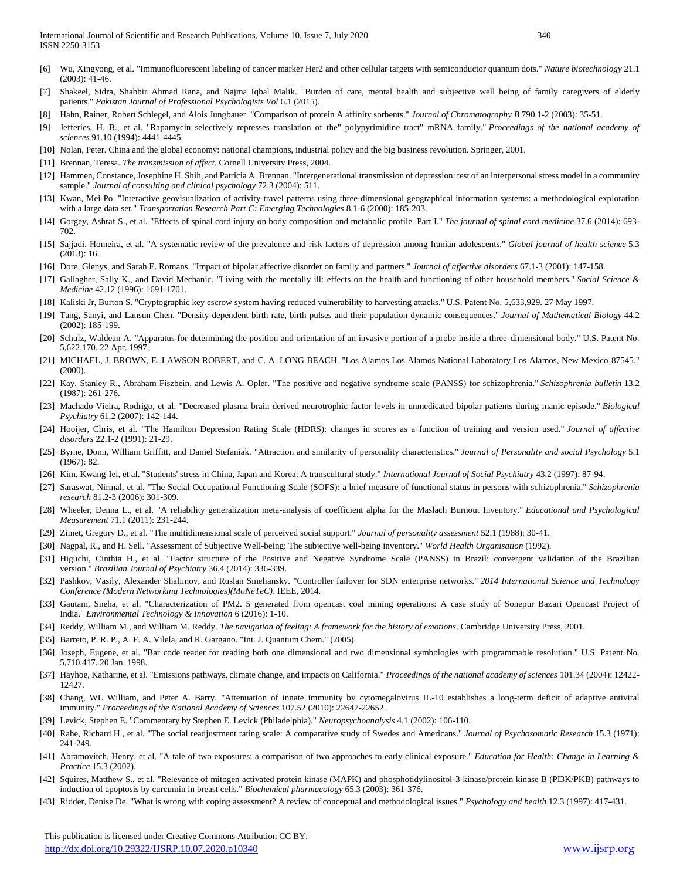[6] Wu, Xingyong, et al. "Immunofluorescent labeling of cancer marker Her2 and other cellular targets with semiconductor quantum dots." *Nature biotechnology* 21.1 (2003): 41-46.

[7] Shakeel, Sidra, Shabbir Ahmad Rana, and Najma Iqbal Malik. "Burden of care, mental health and subjective well being of family caregivers of elderly patients." *Pakistan Journal of Professional Psychologists Vol* 6.1 (2015).

[8] Hahn, Rainer, Robert Schlegel, and Alois Jungbauer. "Comparison of protein A affinity sorbents." *Journal of Chromatography B* 790.1-2 (2003): 35-51.

[9] Jefferies, H. B., et al. "Rapamycin selectively represses translation of the" polypyrimidine tract" mRNA family." *Proceedings of the national academy of sciences* 91.10 (1994): 4441-4445.

[10] Nolan, Peter. China and the global economy: national champions, industrial policy and the big business revolution. Springer, 2001.

[11] Brennan, Teresa. *The transmission of affect*. Cornell University Press, 2004.

[12] Hammen, Constance, Josephine H. Shih, and Patricia A. Brennan. "Intergenerational transmission of depression: test of an interpersonal stress model in a community sample." *Journal of consulting and clinical psychology* 72.3 (2004): 511.

[13] Kwan, Mei-Po. "Interactive geovisualization of activity-travel patterns using three-dimensional geographical information systems: a methodological exploration with a large data set." *Transportation Research Part C: Emerging Technologies* 8.1-6 (2000): 185-203.

[14] Gorgey, Ashraf S., et al. "Effects of spinal cord injury on body composition and metabolic profile–Part I." *The journal of spinal cord medicine* 37.6 (2014): 693-702.

[15] Sajjadi, Homeira, et al. "A systematic review of the prevalence and risk factors of depression among Iranian adolescents." *Global journal of health science* 5.3 (2013): 16.

[16] Dore, Glenys, and Sarah E. Romans. "Impact of bipolar affective disorder on family and partners." *Journal of affective disorders* 67.1-3 (2001): 147-158.

[17] Gallagher, Sally K., and David Mechanic. "Living with the mentally ill: effects on the health and functioning of other household members." *Social Science & Medicine* 42.12 (1996): 1691-1701.

[18] Kaliski Jr, Burton S. "Cryptographic key escrow system having reduced vulnerability to harvesting attacks." U.S. Patent No. 5,633,929. 27 May 1997.

[19] Tang, Sanyi, and Lansun Chen. "Density-dependent birth rate, birth pulses and their population dynamic consequences." *Journal of Mathematical Biology* 44.2 (2002): 185-199.

[20] Schulz, Waldean A. "Apparatus for determining the position and orientation of an invasive portion of a probe inside a three-dimensional body." U.S. Patent No. 5,622,170. 22 Apr. 1997.

[21] MICHAEL, J. BROWN, E. LAWSON ROBERT, and C. A. LONG BEACH. "Los Alamos Los Alamos National Laboratory Los Alamos, New Mexico 87545." (2000).

[22] Kay, Stanley R., Abraham Fiszbein, and Lewis A. Opler. "The positive and negative syndrome scale (PANSS) for schizophrenia." *Schizophrenia bulletin* 13.2 (1987): 261-276.

[23] Machado-Vieira, Rodrigo, et al. "Decreased plasma brain derived neurotrophic factor levels in unmedicated bipolar patients during manic episode." *Biological Psychiatry* 61.2 (2007): 142-144.

[24] Hooijer, Chris, et al. "The Hamilton Depression Rating Scale (HDRS): changes in scores as a function of training and version used." *Journal of affective disorders* 22.1-2 (1991): 21-29.

[25] Byrne, Donn, William Griffitt, and Daniel Stefaniak. "Attraction and similarity of personality characteristics." *Journal of Personality and social Psychology* 5.1 (1967): 82.

[26] Kim, Kwang-Iel, et al. "Students' stress in China, Japan and Korea: A transcultural study." *International Journal of Social Psychiatry* 43.2 (1997): 87-94.

[27] Saraswat, Nirmal, et al. "The Social Occupational Functioning Scale (SOFS): a brief measure of functional status in persons with schizophrenia." *Schizophrenia research* 81.2-3 (2006): 301-309.

[28] Wheeler, Denna L., et al. "A reliability generalization meta-analysis of coefficient alpha for the Maslach Burnout Inventory." *Educational and Psychological Measurement* 71.1 (2011): 231-244.

[29] Zimet, Gregory D., et al. "The multidimensional scale of perceived social support." *Journal of personality assessment* 52.1 (1988): 30-41.

[30] Nagpal, R., and H. Sell. "Assessment of Subjective Well-being: The subjective well-being inventory." *World Health Organisation* (1992).

[31] Higuchi, Cinthia H., et al. "Factor structure of the Positive and Negative Syndrome Scale (PANSS) in Brazil: convergent validation of the Brazilian version." *Brazilian Journal of Psychiatry* 36.4 (2014): 336-339.

[32] Pashkov, Vasily, Alexander Shalimov, and Ruslan Smeliansky. "Controller failover for SDN enterprise networks." *2014 International Science and Technology Conference (Modern Networking Technologies)(MoNeTeC)*. IEEE, 2014.

[33] Gautam, Sneha, et al. "Characterization of PM2. 5 generated from opencast coal mining operations: A case study of Sonepur Bazari Opencast Project of India." *Environmental Technology & Innovation* 6 (2016): 1-10.

[34] Reddy, William M., and William M. Reddy. *The navigation of feeling: A framework for the history of emotions*. Cambridge University Press, 2001.

[35] Barreto, P. R. P., A. F. A. Vilela, and R. Gargano. "Int. J. Quantum Chem." (2005).

[36] Joseph, Eugene, et al. "Bar code reader for reading both one dimensional and two dimensional symbologies with programmable resolution." U.S. Patent No. 5,710,417. 20 Jan. 1998.

[37] Hayhoe, Katharine, et al. "Emissions pathways, climate change, and impacts on California." *Proceedings of the national academy of sciences* 101.34 (2004): 12422-12427.

[38] Chang, WL William, and Peter A. Barry. "Attenuation of innate immunity by cytomegalovirus IL-10 establishes a long-term deficit of adaptive antiviral immunity." *Proceedings of the National Academy of Sciences* 107.52 (2010): 22647-22652.

[39] Levick, Stephen E. "Commentary by Stephen E. Levick (Philadelphia)." *Neuropsychoanalysis* 4.1 (2002): 106-110.

[40] Rahe, Richard H., et al. "The social readjustment rating scale: A comparative study of Swedes and Americans." *Journal of Psychosomatic Research* 15.3 (1971): 241-249.

[41] Abramovitch, Henry, et al. "A tale of two exposures: a comparison of two approaches to early clinical exposure." *Education for Health: Change in Learning & Practice* 15.3 (2002).

[42] Squires, Matthew S., et al. "Relevance of mitogen activated protein kinase (MAPK) and phosphotidylinositol-3-kinase/protein kinase B (PI3K/PKB) pathways to induction of apoptosis by curcumin in breast cells." *Biochemical pharmacology* 65.3 (2003): 361-376.

[43] Ridder, Denise De. "What is wrong with coping assessment? A review of conceptual and methodological issues." *Psychology and health* 12.3 (1997): 417-431.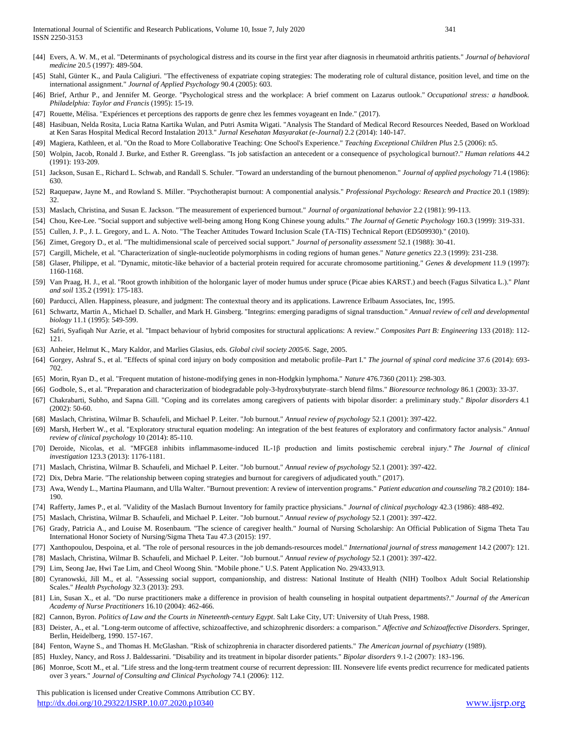[44] Evers, A. W. M., et al. "Determinants of psychological distress and its course in the first year after diagnosis in rheumatoid arthritis patients." *Journal of behavioral medicine* 20.5 (1997): 489-504.

[45] Stahl, Günter K., and Paula Caligiuri. "The effectiveness of expatriate coping strategies: The moderating role of cultural distance, position level, and time on the international assignment." *Journal of Applied Psychology* 90.4 (2005): 603.

[46] Brief, Arthur P., and Jennifer M. George. "Psychological stress and the workplace: A brief comment on Lazarus outlook." *Occupational stress: a handbook. Philadelphia: Taylor and Francis* (1995): 15-19.

[47] Rouette, Mélisa. "Expériences et perceptions des rapports de genre chez les femmes voyageant en Inde." (2017).

[48] Hasibuan, Nelda Rosita, Lucia Ratna Kartika Wulan, and Putri Asmita Wigati. "Analysis The Standard of Medical Record Resources Needed, Based on Workload at Ken Saras Hospital Medical Record Instalation 2013." *Jurnal Kesehatan Masyarakat (e-Journal)* 2.2 (2014): 140-147.

[49] Magiera, Kathleen, et al. "On the Road to More Collaborative Teaching: One School's Experience." *Teaching Exceptional Children Plus* 2.5 (2006): n5.

[50] Wolpin, Jacob, Ronald J. Burke, and Esther R. Greenglass. "Is job satisfaction an antecedent or a consequence of psychological burnout?." *Human relations* 44.2 (1991): 193-209.

[51] Jackson, Susan E., Richard L. Schwab, and Randall S. Schuler. "Toward an understanding of the burnout phenomenon." *Journal of applied psychology* 71.4 (1986): 630.

[52] Raquepaw, Jayne M., and Rowland S. Miller. "Psychotherapist burnout: A componential analysis." *Professional Psychology: Research and Practice* 20.1 (1989): 32.

[53] Maslach, Christina, and Susan E. Jackson. "The measurement of experienced burnout." *Journal of organizational behavior* 2.2 (1981): 99-113.

[54] Chou, Kee-Lee. "Social support and subjective well-being among Hong Kong Chinese young adults." *The Journal of Genetic Psychology* 160.3 (1999): 319-331.

[55] Cullen, J. P., J. L. Gregory, and L. A. Noto. "The Teacher Attitudes Toward Inclusion Scale (TA-TIS) Technical Report (ED509930)." (2010).

[56] Zimet, Gregory D., et al. "The multidimensional scale of perceived social support." *Journal of personality assessment* 52.1 (1988): 30-41.

[57] Cargill, Michele, et al. "Characterization of single-nucleotide polymorphisms in coding regions of human genes." *Nature genetics* 22.3 (1999): 231-238.

[58] Glaser, Philippe, et al. "Dynamic, mitotic-like behavior of a bacterial protein required for accurate chromosome partitioning." *Genes & development* 11.9 (1997): 1160-1168.

[59] Van Praag, H. J., et al. "Root growth inhibition of the holorganic layer of moder humus under spruce (Picae abies KARST.) and beech (Fagus Silvatica L.)." *Plant and soil* 135.2 (1991): 175-183.

[60] Parducci, Allen. Happiness, pleasure, and judgment: The contextual theory and its applications. Lawrence Erlbaum Associates, Inc, 1995.

[61] Schwartz, Martin A., Michael D. Schaller, and Mark H. Ginsberg. "Integrins: emerging paradigms of signal transduction." *Annual review of cell and developmental biology* 11.1 (1995): 549-599.

[62] Safri, Syafiqah Nur Azrie, et al. "Impact behaviour of hybrid composites for structural applications: A review." *Composites Part B: Engineering* 133 (2018): 112-121.

[63] Anheier, Helmut K., Mary Kaldor, and Marlies Glasius, eds. *Global civil society 2005/6*. Sage, 2005.

[64] Gorgey, Ashraf S., et al. "Effects of spinal cord injury on body composition and metabolic profile–Part I." *The journal of spinal cord medicine* 37.6 (2014): 693-702.

[65] Morin, Ryan D., et al. "Frequent mutation of histone-modifying genes in non-Hodgkin lymphoma." *Nature* 476.7360 (2011): 298-303.

[66] Godbole, S., et al. "Preparation and characterization of biodegradable poly-3-hydroxybutyrate–starch blend films." *Bioresource technology* 86.1 (2003): 33-37.

[67] Chakrabarti, Subho, and Sapna Gill. "Coping and its correlates among caregivers of patients with bipolar disorder: a preliminary study." *Bipolar disorders* 4.1 (2002): 50-60.

[68] Maslach, Christina, Wilmar B. Schaufeli, and Michael P. Leiter. "Job burnout." *Annual review of psychology* 52.1 (2001): 397-422.

[69] Marsh, Herbert W., et al. "Exploratory structural equation modeling: An integration of the best features of exploratory and confirmatory factor analysis." *Annual review of clinical psychology* 10 (2014): 85-110.

[70] Deroide, Nicolas, et al. "MFGE8 inhibits inflammasome-induced IL-1β production and limits postischemic cerebral injury." *The Journal of clinical investigation* 123.3 (2013): 1176-1181.

[71] Maslach, Christina, Wilmar B. Schaufeli, and Michael P. Leiter. "Job burnout." *Annual review of psychology* 52.1 (2001): 397-422.

[72] Dix, Debra Marie. "The relationship between coping strategies and burnout for caregivers of adjudicated youth." (2017).

[73] Awa, Wendy L., Martina Plaumann, and Ulla Walter. "Burnout prevention: A review of intervention programs." *Patient education and counseling* 78.2 (2010): 184-190.

[74] Rafferty, James P., et al. "Validity of the Maslach Burnout Inventory for family practice physicians." *Journal of clinical psychology* 42.3 (1986): 488-492.

[75] Maslach, Christina, Wilmar B. Schaufeli, and Michael P. Leiter. "Job burnout." *Annual review of psychology* 52.1 (2001): 397-422.

[76] Grady, Patricia A., and Louise M. Rosenbaum. "The science of caregiver health." Journal of Nursing Scholarship: An Official Publication of Sigma Theta Tau International Honor Society of Nursing/Sigma Theta Tau 47.3 (2015): 197.

[77] Xanthopoulou, Despoina, et al. "The role of personal resources in the job demands-resources model." *International journal of stress management* 14.2 (2007): 121.

[78] Maslach, Christina, Wilmar B. Schaufeli, and Michael P. Leiter. "Job burnout." *Annual review of psychology* 52.1 (2001): 397-422.

[79] Lim, Seong Jae, Hwi Tae Lim, and Cheol Woong Shin. "Mobile phone." U.S. Patent Application No. 29/433,913.

[80] Cyranowski, Jill M., et al. "Assessing social support, companionship, and distress: National Institute of Health (NIH) Toolbox Adult Social Relationship Scales." *Health Psychology* 32.3 (2013): 293.

[81] Lin, Susan X., et al. "Do nurse practitioners make a difference in provision of health counseling in hospital outpatient departments?." *Journal of the American Academy of Nurse Practitioners* 16.10 (2004): 462-466.

[82] Cannon, Byron. *Politics of Law and the Courts in Nineteenth-century Egypt*. Salt Lake City, UT: University of Utah Press, 1988.

[83] Deister, A., et al. "Long-term outcome of affective, schizoaffective, and schizophrenic disorders: a comparison." *Affective and Schizoaffective Disorders*. Springer, Berlin, Heidelberg, 1990. 157-167.

[84] Fenton, Wayne S., and Thomas H. McGlashan. "Risk of schizophrenia in character disordered patients." *The American journal of psychiatry* (1989).

[85] Huxley, Nancy, and Ross J. Baldessarini. "Disability and its treatment in bipolar disorder patients." *Bipolar disorders* 9.1-2 (2007): 183-196.

[86] Monroe, Scott M., et al. "Life stress and the long-term treatment course of recurrent depression: III. Nonsevere life events predict recurrence for medicated patients over 3 years." *Journal of Consulting and Clinical Psychology* 74.1 (2006): 112.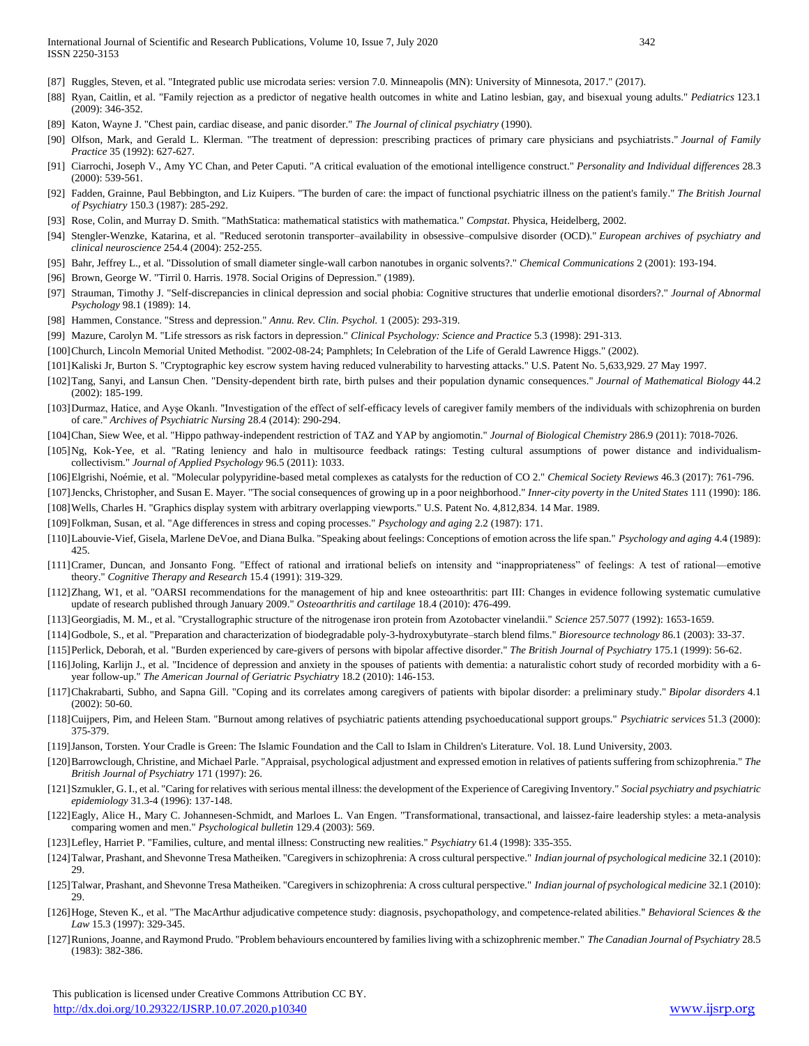[87] Ruggles, Steven, et al. "Integrated public use microdata series: version 7.0. Minneapolis (MN): University of Minnesota, 2017." (2017).

[88] Ryan, Caitlin, et al. "Family rejection as a predictor of negative health outcomes in white and Latino lesbian, gay, and bisexual young adults." *Pediatrics* 123.1 (2009): 346-352.

[89] Katon, Wayne J. "Chest pain, cardiac disease, and panic disorder." *The Journal of clinical psychiatry* (1990).

[90] Olfson, Mark, and Gerald L. Klerman. "The treatment of depression: prescribing practices of primary care physicians and psychiatrists." *Journal of Family Practice* 35 (1992): 627-627.

[91] Ciarrochi, Joseph V., Amy YC Chan, and Peter Caputi. "A critical evaluation of the emotional intelligence construct." *Personality and Individual differences* 28.3 (2000): 539-561.

[92] Fadden, Grainne, Paul Bebbington, and Liz Kuipers. "The burden of care: the impact of functional psychiatric illness on the patient's family." *The British Journal of Psychiatry* 150.3 (1987): 285-292.

[93] Rose, Colin, and Murray D. Smith. "MathStatica: mathematical statistics with mathematica." *Compstat*. Physica, Heidelberg, 2002.

[94] Stengler-Wenzke, Katarina, et al. "Reduced serotonin transporter–availability in obsessive–compulsive disorder (OCD)." *European archives of psychiatry and clinical neuroscience* 254.4 (2004): 252-255.

[95] Bahr, Jeffrey L., et al. "Dissolution of small diameter single-wall carbon nanotubes in organic solvents?." *Chemical Communications* 2 (2001): 193-194.

[96] Brown, George W. "Tirril 0. Harris. 1978. Social Origins of Depression." (1989).

[97] Strauman, Timothy J. "Self-discrepancies in clinical depression and social phobia: Cognitive structures that underlie emotional disorders?." *Journal of Abnormal Psychology* 98.1 (1989): 14.

[98] Hammen, Constance. "Stress and depression." *Annu. Rev. Clin. Psychol.* 1 (2005): 293-319.

[99] Mazure, Carolyn M. "Life stressors as risk factors in depression." *Clinical Psychology: Science and Practice* 5.3 (1998): 291-313.

[100] Church, Lincoln Memorial United Methodist. "2002-08-24; Pamphlets; In Celebration of the Life of Gerald Lawrence Higgs." (2002).

[101] Kaliski Jr, Burton S. "Cryptographic key escrow system having reduced vulnerability to harvesting attacks." U.S. Patent No. 5,633,929. 27 May 1997.

[102] Tang, Sanyi, and Lansun Chen. "Density-dependent birth rate, birth pulses and their population dynamic consequences." *Journal of Mathematical Biology* 44.2 (2002): 185-199.

[103] Durmaz, Hatice, and Ayşe Okanlı. "Investigation of the effect of self-efficacy levels of caregiver family members of the individuals with schizophrenia on burden of care." *Archives of Psychiatric Nursing* 28.4 (2014): 290-294.

[104] Chan, Siew Wee, et al. "Hippo pathway-independent restriction of TAZ and YAP by angiomotin." *Journal of Biological Chemistry* 286.9 (2011): 7018-7026.

[105] Ng, Kok-Yee, et al. "Rating leniency and halo in multisource feedback ratings: Testing cultural assumptions of power distance and individualism-collectivism." *Journal of Applied Psychology* 96.5 (2011): 1033.

[106] Elgrishi, Noémie, et al. "Molecular polypyridine-based metal complexes as catalysts for the reduction of CO 2." *Chemical Society Reviews* 46.3 (2017): 761-796.

[107] Jencks, Christopher, and Susan E. Mayer. "The social consequences of growing up in a poor neighborhood." *Inner-city poverty in the United States* 111 (1990): 186.

[108] Wells, Charles H. "Graphics display system with arbitrary overlapping viewports." U.S. Patent No. 4,812,834. 14 Mar. 1989.

[109] Folkman, Susan, et al. "Age differences in stress and coping processes." *Psychology and aging* 2.2 (1987): 171.

[110] Labouvie-Vief, Gisela, Marlene DeVoe, and Diana Bulka. "Speaking about feelings: Conceptions of emotion across the life span." *Psychology and aging* 4.4 (1989): 425.

[111] Cramer, Duncan, and Jonsanto Fong. "Effect of rational and irrational beliefs on intensity and "inappropriateness" of feelings: A test of rational—emotive theory." *Cognitive Therapy and Research* 15.4 (1991): 319-329.

[112] Zhang, W1, et al. "OARSI recommendations for the management of hip and knee osteoarthritis: part III: Changes in evidence following systematic cumulative update of research published through January 2009." *Osteoarthritis and cartilage* 18.4 (2010): 476-499.

[113] Georgiadis, M. M., et al. "Crystallographic structure of the nitrogenase iron protein from Azotobacter vinelandii." *Science* 257.5077 (1992): 1653-1659.

[114] Godbole, S., et al. "Preparation and characterization of biodegradable poly-3-hydroxybutyrate–starch blend films." *Bioresource technology* 86.1 (2003): 33-37.

[115] Perlick, Deborah, et al. "Burden experienced by care-givers of persons with bipolar affective disorder." *The British Journal of Psychiatry* 175.1 (1999): 56-62.

[116] Joling, Karlijn J., et al. "Incidence of depression and anxiety in the spouses of patients with dementia: a naturalistic cohort study of recorded morbidity with a 6-year follow-up." *The American Journal of Geriatric Psychiatry* 18.2 (2010): 146-153.

[117] Chakrabarti, Subho, and Sapna Gill. "Coping and its correlates among caregivers of patients with bipolar disorder: a preliminary study." *Bipolar disorders* 4.1 (2002): 50-60.

[118] Cuijpers, Pim, and Heleen Stam. "Burnout among relatives of psychiatric patients attending psychoeducational support groups." *Psychiatric services* 51.3 (2000): 375-379.

[119] Janson, Torsten. Your Cradle is Green: The Islamic Foundation and the Call to Islam in Children's Literature. Vol. 18. Lund University, 2003.

[120] Barrowclough, Christine, and Michael Parle. "Appraisal, psychological adjustment and expressed emotion in relatives of patients suffering from schizophrenia." *The British Journal of Psychiatry* 171 (1997): 26.

[121] Szmukler, G. I., et al. "Caring for relatives with serious mental illness: the development of the Experience of Caregiving Inventory." *Social psychiatry and psychiatric epidemiology* 31.3-4 (1996): 137-148.

[122] Eagly, Alice H., Mary C. Johannesen-Schmidt, and Marloes L. Van Engen. "Transformational, transactional, and laissez-faire leadership styles: a meta-analysis comparing women and men." *Psychological bulletin* 129.4 (2003): 569.

[123] Lefley, Harriet P. "Families, culture, and mental illness: Constructing new realities." *Psychiatry* 61.4 (1998): 335-355.

[124] Talwar, Prashant, and Shevonne Tresa Matheiken. "Caregivers in schizophrenia: A cross cultural perspective." *Indian journal of psychological medicine* 32.1 (2010): 29.

[125] Talwar, Prashant, and Shevonne Tresa Matheiken. "Caregivers in schizophrenia: A cross cultural perspective." *Indian journal of psychological medicine* 32.1 (2010): 29.

[126] Hoge, Steven K., et al. "The MacArthur adjudicative competence study: diagnosis, psychopathology, and competence-related abilities." *Behavioral Sciences & the Law* 15.3 (1997): 329-345.

[127] Runions, Joanne, and Raymond Prudo. "Problem behaviours encountered by families living with a schizophrenic member." *The Canadian Journal of Psychiatry* 28.5 (1983): 382-386.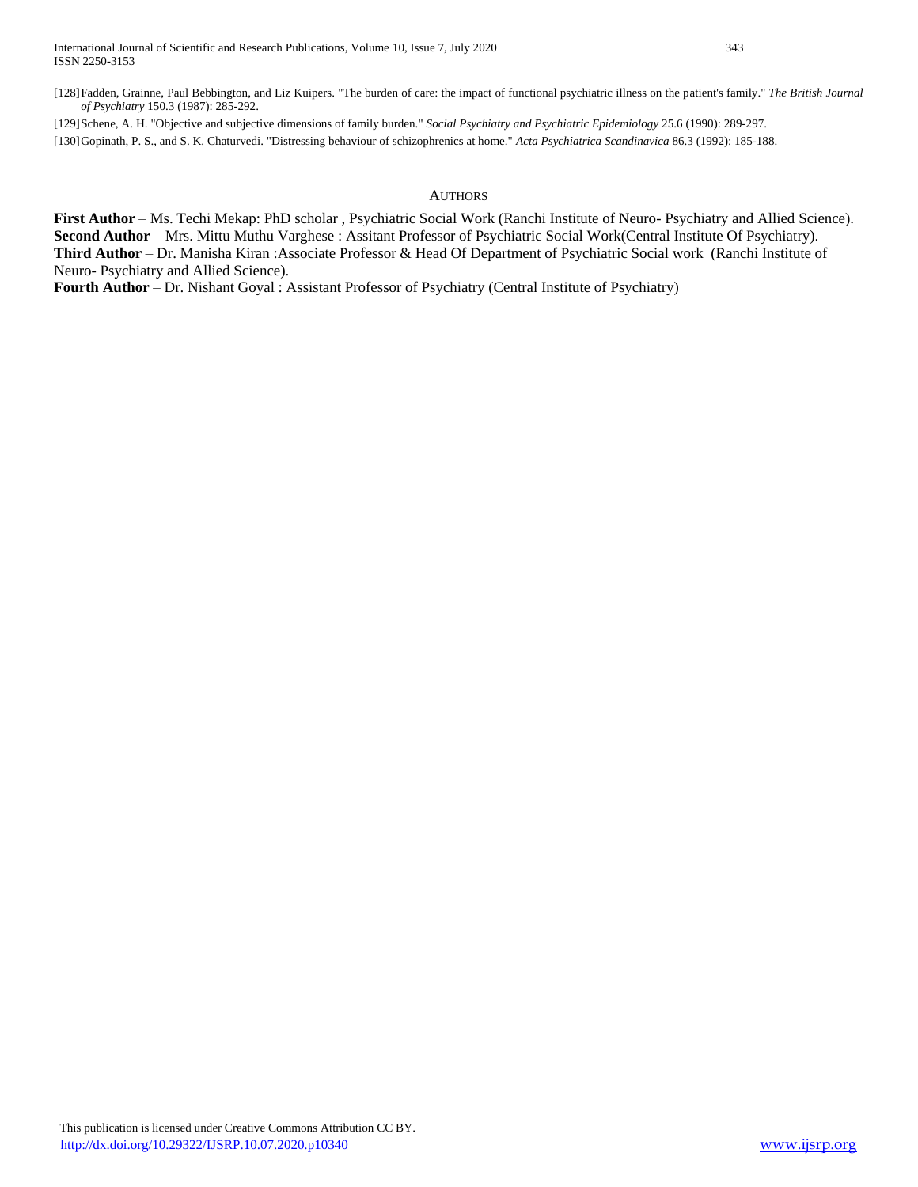[128] Fadden, Grainne, Paul Bebbington, and Liz Kuipers. "The burden of care: the impact of functional psychiatric illness on the patient's family." *The British Journal of Psychiatry* 150.3 (1987): 285-292.

[129] Schene, A. H. "Objective and subjective dimensions of family burden." *Social Psychiatry and Psychiatric Epidemiology* 25.6 (1990): 289-297.

[130] Gopinath, P. S., and S. K. Chaturvedi. "Distressing behaviour of schizophrenics at home." *Acta Psychiatrica Scandinavica* 86.3 (1992): 185-188.

## AUTHORS

**First Author** – Ms. Techi Mekap: PhD scholar , Psychiatric Social Work (Ranchi Institute of Neuro- Psychiatry and Allied Science).
**Second Author** – Mrs. Mittu Muthu Varghese : Assitant Professor of Psychiatric Social Work(Central Institute Of Psychiatry).
**Third Author** – Dr. Manisha Kiran :Associate Professor & Head Of Department of Psychiatric Social work (Ranchi Institute of Neuro- Psychiatry and Allied Science).
**Fourth Author** – Dr. Nishant Goyal : Assistant Professor of Psychiatry (Central Institute of Psychiatry)

This publication is licensed under Creative Commons Attribution CC BY.
http://dx.doi.org/10.29322/IJSRP.10.07.2020.p10340